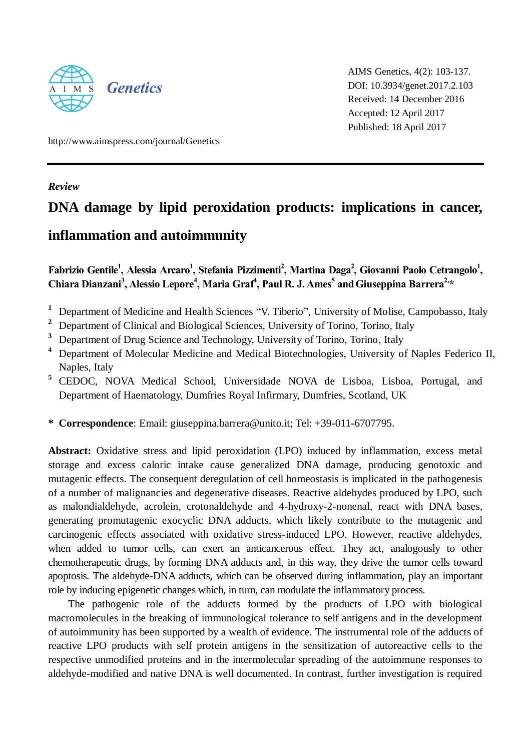AIMS Genetics, 4(2): 103-137.
DOI: 10.3934/genet.2017.2.103
Received: 14 December 2016
Accepted: 12 April 2017
Published: 18 April 2017

http://www.aimspress.com/journal/Genetics

*Review*

# DNA damage by lipid peroxidation products: implications in cancer, inflammation and autoimmunity

**Fabrizio Gentile[1], Alessia Arcaro[1], Stefania Pizzimenti[2], Martina Daga[2], Giovanni Paolo Cetrangolo[1], Chiara Dianzani[3], Alessio Lepore[4], Maria Graf[4], Paul R. J. Ames[5] and Giuseppina Barrera[2,*]**

[1] Department of Medicine and Health Sciences "V. Tiberio", University of Molise, Campobasso, Italy
[2] Department of Clinical and Biological Sciences, University of Torino, Torino, Italy
[3] Department of Drug Science and Technology, University of Torino, Torino, Italy
[4] Department of Molecular Medicine and Medical Biotechnologies, University of Naples Federico II, Naples, Italy
[5] CEDOC, NOVA Medical School, Universidade NOVA de Lisboa, Lisboa, Portugal, and Department of Haematology, Dumfries Royal Infirmary, Dumfries, Scotland, UK

**\* Correspondence**: Email: giuseppina.barrera@unito.it; Tel: +39-011-6707795.

**Abstract:** Oxidative stress and lipid peroxidation (LPO) induced by inflammation, excess metal storage and excess caloric intake cause generalized DNA damage, producing genotoxic and mutagenic effects. The consequent deregulation of cell homeostasis is implicated in the pathogenesis of a number of malignancies and degenerative diseases. Reactive aldehydes produced by LPO, such as malondialdehyde, acrolein, crotonaldehyde and 4-hydroxy-2-nonenal, react with DNA bases, generating promutagenic exocyclic DNA adducts, which likely contribute to the mutagenic and carcinogenic effects associated with oxidative stress-induced LPO. However, reactive aldehydes, when added to tumor cells, can exert an anticancerous effect. They act, analogously to other chemotherapeutic drugs, by forming DNA adducts and, in this way, they drive the tumor cells toward apoptosis. The aldehyde-DNA adducts, which can be observed during inflammation, play an important role by inducing epigenetic changes which, in turn, can modulate the inflammatory process.

The pathogenic role of the adducts formed by the products of LPO with biological macromolecules in the breaking of immunological tolerance to self antigens and in the development of autoimmunity has been supported by a wealth of evidence. The instrumental role of the adducts of reactive LPO products with self protein antigens in the sensitization of autoreactive cells to the respective unmodified proteins and in the intermolecular spreading of the autoimmune responses to aldehyde-modified and native DNA is well documented. In contrast, further investigation is required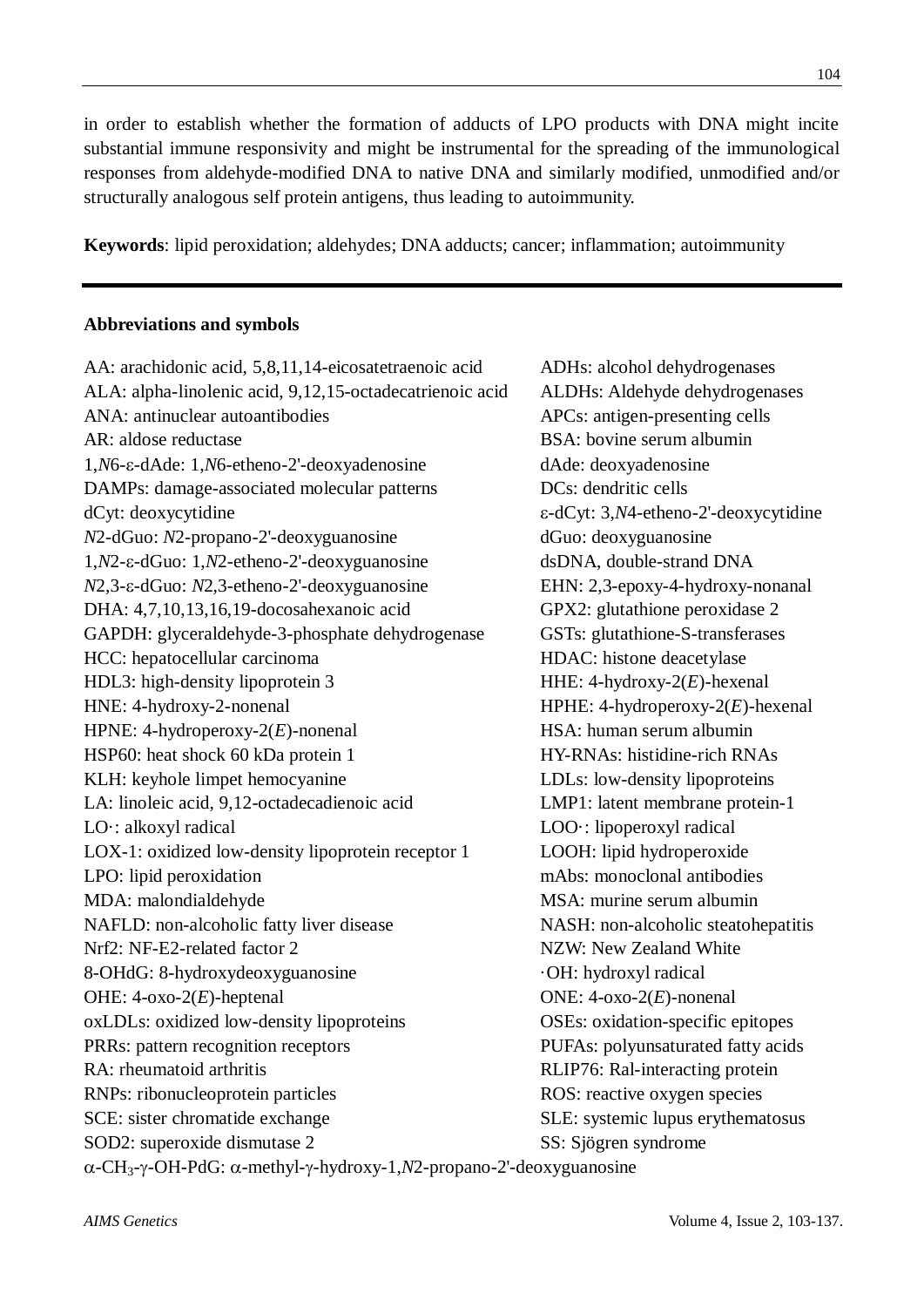in order to establish whether the formation of adducts of LPO products with DNA might incite substantial immune responsivity and might be instrumental for the spreading of the immunological responses from aldehyde-modified DNA to native DNA and similarly modified, unmodified and/or structurally analogous self protein antigens, thus leading to autoimmunity.

**Keywords**: lipid peroxidation; aldehydes; DNA adducts; cancer; inflammation; autoimmunity

---

**Abbreviations and symbols**

AA: arachidonic acid, 5,8,11,14-eicosatetraenoic acid
ALA: alpha-linolenic acid, 9,12,15-octadecatrienoic acid
ANA: antinuclear autoantibodies
AR: aldose reductase
1,*N*6-ε-dAde: 1,*N*6-etheno-2'-deoxyadenosine
DAMPs: damage-associated molecular patterns
dCyt: deoxycytidine
*N*2-dGuo: *N*2-propano-2'-deoxyguanosine
1,*N*2-ε-dGuo: 1,*N*2-etheno-2'-deoxyguanosine
*N*2,3-ε-dGuo: *N*2,3-etheno-2'-deoxyguanosine
DHA: 4,7,10,13,16,19-docosahexanoic acid
GAPDH: glyceraldehyde-3-phosphate dehydrogenase
HCC: hepatocellular carcinoma
HDL3: high-density lipoprotein 3
HNE: 4-hydroxy-2-nonenal
HPNE: 4-hydroperoxy-2(*E*)-nonenal
HSP60: heat shock 60 kDa protein 1
KLH: keyhole limpet hemocyanine
LA: linoleic acid, 9,12-octadecadienoic acid
LO·: alkoxyl radical
LOX-1: oxidized low-density lipoprotein receptor 1
LPO: lipid peroxidation
MDA: malondialdehyde
NAFLD: non-alcoholic fatty liver disease
Nrf2: NF-E2-related factor 2
8-OHdG: 8-hydroxydeoxyguanosine
OHE: 4-oxo-2(*E*)-heptenal
oxLDLs: oxidized low-density lipoproteins
PRRs: pattern recognition receptors
RA: rheumatoid arthritis
RNPs: ribonucleoprotein particles
SCE: sister chromatide exchange
SOD2: superoxide dismutase 2
ADHs: alcohol dehydrogenases
ALDHs: Aldehyde dehydrogenases
APCs: antigen-presenting cells
BSA: bovine serum albumin
dAde: deoxyadenosine
DCs: dendritic cells
ε-dCyt: 3,*N*4-etheno-2'-deoxycytidine
dGuo: deoxyguanosine
dsDNA, double-strand DNA
EHN: 2,3-epoxy-4-hydroxy-nonanal
GPX2: glutathione peroxidase 2
GSTs: glutathione-S-transferases
HDAC: histone deacetylase
HHE: 4-hydroxy-2(*E*)-hexenal
HPHE: 4-hydroperoxy-2(*E*)-hexenal
HSA: human serum albumin
HY-RNAs: histidine-rich RNAs
LDLs: low-density lipoproteins
LMP1: latent membrane protein-1
LOO·: lipoperoxyl radical
LOOH: lipid hydroperoxide
mAbs: monoclonal antibodies
MSA: murine serum albumin
NASH: non-alcoholic steatohepatitis
NZW: New Zealand White
·OH: hydroxyl radical
ONE: 4-oxo-2(*E*)-nonenal
OSEs: oxidation-specific epitopes
PUFAs: polyunsaturated fatty acids
RLIP76: Ral-interacting protein
ROS: reactive oxygen species
SLE: systemic lupus erythematosus
SS: Sjögren syndrome
α-$CH_3$-γ-OH-PdG: α-methyl-γ-hydroxy-1,*N*2-propano-2'-deoxyguanosine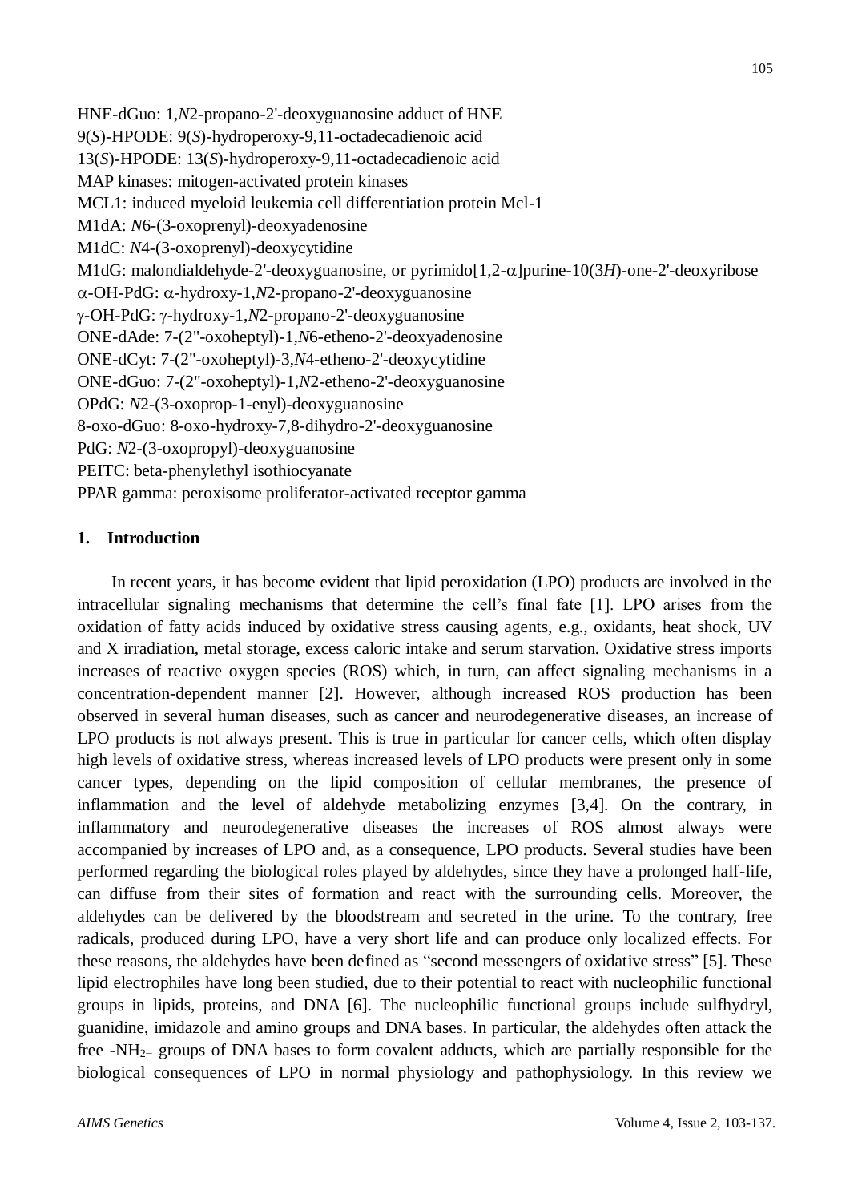HNE-dGuo: 1,*N*2-propano-2'-deoxyguanosine adduct of HNE
9(*S*)-HPODE: 9(*S*)-hydroperoxy-9,11-octadecadienoic acid
13(*S*)-HPODE: 13(*S*)-hydroperoxy-9,11-octadecadienoic acid
MAP kinases: mitogen-activated protein kinases
MCL1: induced myeloid leukemia cell differentiation protein Mcl-1
M1dA: *N*6-(3-oxoprenyl)-deoxyadenosine
M1dC: *N*4-(3-oxoprenyl)-deoxycytidine
M1dG: malondialdehyde-2'-deoxyguanosine, or pyrimido[1,2-α]purine-10(3*H*)-one-2'-deoxyribose
α-OH-PdG: α-hydroxy-1,*N*2-propano-2'-deoxyguanosine
γ-OH-PdG: γ-hydroxy-1,*N*2-propano-2'-deoxyguanosine
ONE-dAde: 7-(2''-oxoheptyl)-1,*N*6-etheno-2'-deoxyadenosine
ONE-dCyt: 7-(2''-oxoheptyl)-3,*N*4-etheno-2'-deoxycytidine
ONE-dGuo: 7-(2''-oxoheptyl)-1,*N*2-etheno-2'-deoxyguanosine
OPdG: *N*2-(3-oxoprop-1-enyl)-deoxyguanosine
8-oxo-dGuo: 8-oxo-hydroxy-7,8-dihydro-2'-deoxyguanosine
PdG: *N*2-(3-oxopropyl)-deoxyguanosine
PEITC: beta-phenylethyl isothiocyanate
PPAR gamma: peroxisome proliferator-activated receptor gamma

## 1. Introduction

In recent years, it has become evident that lipid peroxidation (LPO) products are involved in the intracellular signaling mechanisms that determine the cell's final fate [1]. LPO arises from the oxidation of fatty acids induced by oxidative stress causing agents, e.g., oxidants, heat shock, UV and X irradiation, metal storage, excess caloric intake and serum starvation. Oxidative stress imports increases of reactive oxygen species (ROS) which, in turn, can affect signaling mechanisms in a concentration-dependent manner [2]. However, although increased ROS production has been observed in several human diseases, such as cancer and neurodegenerative diseases, an increase of LPO products is not always present. This is true in particular for cancer cells, which often display high levels of oxidative stress, whereas increased levels of LPO products were present only in some cancer types, depending on the lipid composition of cellular membranes, the presence of inflammation and the level of aldehyde metabolizing enzymes [3,4]. On the contrary, in inflammatory and neurodegenerative diseases the increases of ROS almost always were accompanied by increases of LPO and, as a consequence, LPO products. Several studies have been performed regarding the biological roles played by aldehydes, since they have a prolonged half-life, can diffuse from their sites of formation and react with the surrounding cells. Moreover, the aldehydes can be delivered by the bloodstream and secreted in the urine. To the contrary, free radicals, produced during LPO, have a very short life and can produce only localized effects. For these reasons, the aldehydes have been defined as "second messengers of oxidative stress" [5]. These lipid electrophiles have long been studied, due to their potential to react with nucleophilic functional groups in lipids, proteins, and DNA [6]. The nucleophilic functional groups include sulfhydryl, guanidine, imidazole and amino groups and DNA bases. In particular, the aldehydes often attack the free -$NH_{2-}$ groups of DNA bases to form covalent adducts, which are partially responsible for the biological consequences of LPO in normal physiology and pathophysiology. In this review we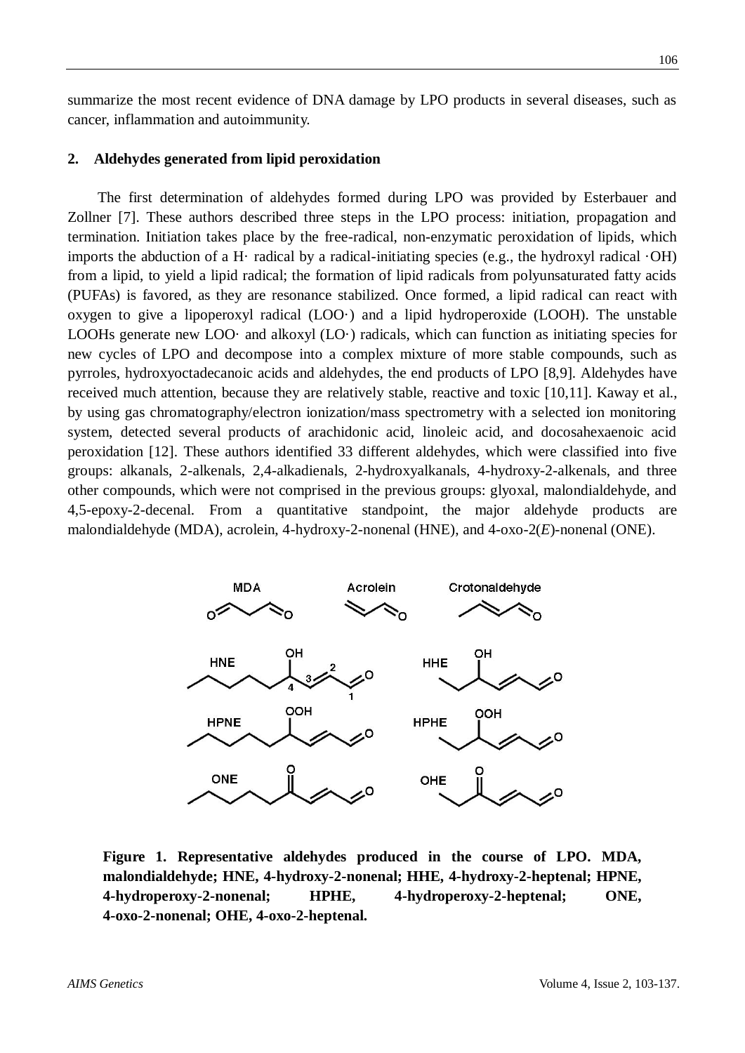summarize the most recent evidence of DNA damage by LPO products in several diseases, such as cancer, inflammation and autoimmunity.

## 2. Aldehydes generated from lipid peroxidation

The first determination of aldehydes formed during LPO was provided by Esterbauer and Zollner [7]. These authors described three steps in the LPO process: initiation, propagation and termination. Initiation takes place by the free-radical, non-enzymatic peroxidation of lipids, which imports the abduction of a H· radical by a radical-initiating species (e.g., the hydroxyl radical ·OH) from a lipid, to yield a lipid radical; the formation of lipid radicals from polyunsaturated fatty acids (PUFAs) is favored, as they are resonance stabilized. Once formed, a lipid radical can react with oxygen to give a lipoperoxyl radical (LOO·) and a lipid hydroperoxide (LOOH). The unstable LOOHs generate new LOO· and alkoxyl (LO·) radicals, which can function as initiating species for new cycles of LPO and decompose into a complex mixture of more stable compounds, such as pyrroles, hydroxyoctadecanoic acids and aldehydes, the end products of LPO [8,9]. Aldehydes have received much attention, because they are relatively stable, reactive and toxic [10,11]. Kaway et al., by using gas chromatography/electron ionization/mass spectrometry with a selected ion monitoring system, detected several products of arachidonic acid, linoleic acid, and docosahexaenoic acid peroxidation [12]. These authors identified 33 different aldehydes, which were classified into five groups: alkanals, 2-alkenals, 2,4-alkadienals, 2-hydroxyalkanals, 4-hydroxy-2-alkenals, and three other compounds, which were not comprised in the previous groups: glyoxal, malondialdehyde, and 4,5-epoxy-2-decenal. From a quantitative standpoint, the major aldehyde products are malondialdehyde (MDA), acrolein, 4-hydroxy-2-nonenal (HNE), and 4-oxo-2(*E*)-nonenal (ONE).

**Figure 1. Representative aldehydes produced in the course of LPO. MDA, malondialdehyde; HNE, 4-hydroxy-2-nonenal; HHE, 4-hydroxy-2-heptenal; HPNE, 4-hydroperoxy-2-nonenal; HPHE, 4-hydroperoxy-2-heptenal; ONE, 4-oxo-2-nonenal; OHE, 4-oxo-2-heptenal.**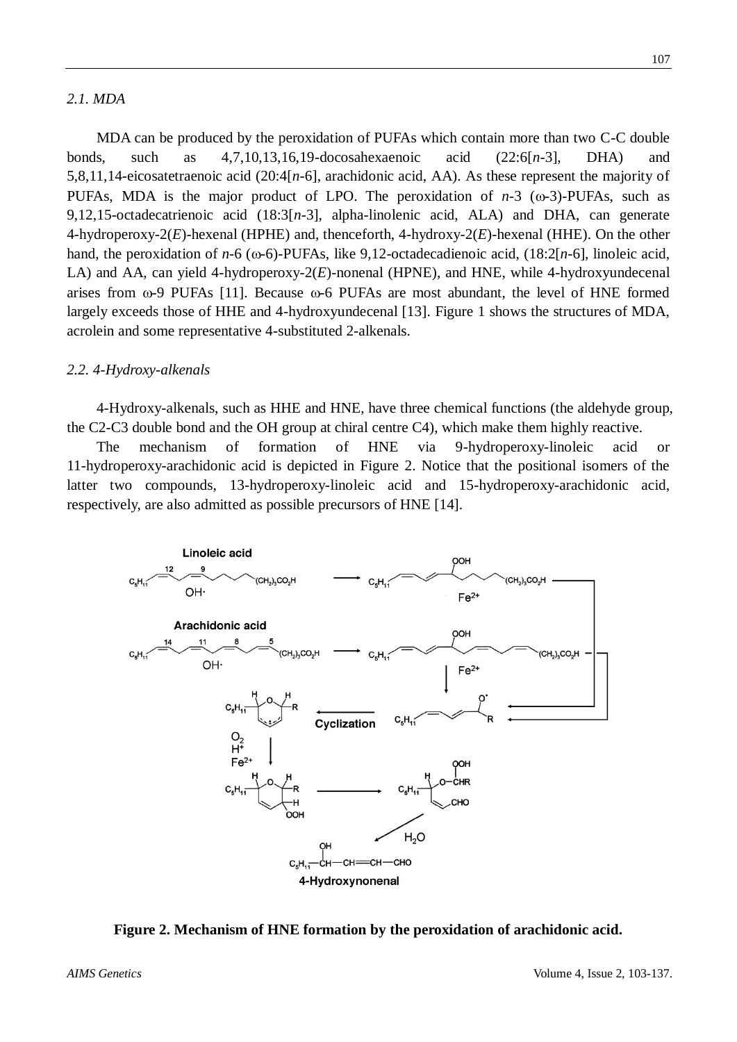*2.1. MDA*

MDA can be produced by the peroxidation of PUFAs which contain more than two C-C double bonds, such as 4,7,10,13,16,19-docosahexaenoic acid (22:6[*n*-3], DHA) and 5,8,11,14-eicosatetraenoic acid (20:4[*n*-6], arachidonic acid, AA). As these represent the majority of PUFAs, MDA is the major product of LPO. The peroxidation of *n*-3 (ω-3)-PUFAs, such as 9,12,15-octadecatrienoic acid (18:3[*n*-3], alpha-linolenic acid, ALA) and DHA, can generate 4-hydroperoxy-2(*E*)-hexenal (HPHE) and, thenceforth, 4-hydroxy-2(*E*)-hexenal (HHE). On the other hand, the peroxidation of *n*-6 (ω-6)-PUFAs, like 9,12-octadecadienoic acid, (18:2[*n*-6], linoleic acid, LA) and AA, can yield 4-hydroperoxy-2(*E*)-nonenal (HPNE), and HNE, while 4-hydroxyundecenal arises from ω-9 PUFAs [11]. Because ω-6 PUFAs are most abundant, the level of HNE formed largely exceeds those of HHE and 4-hydroxyundecenal [13]. Figure 1 shows the structures of MDA, acrolein and some representative 4-substituted 2-alkenals.

*2.2. 4-Hydroxy-alkenals*

4-Hydroxy-alkenals, such as HHE and HNE, have three chemical functions (the aldehyde group, the C2-C3 double bond and the OH group at chiral centre C4), which make them highly reactive.

The mechanism of formation of HNE via 9-hydroperoxy-linoleic acid or 11-hydroperoxy-arachidonic acid is depicted in Figure 2. Notice that the positional isomers of the latter two compounds, 13-hydroperoxy-linoleic acid and 15-hydroperoxy-arachidonic acid, respectively, are also admitted as possible precursors of HNE [14].

**Figure 2. Mechanism of HNE formation by the peroxidation of arachidonic acid.**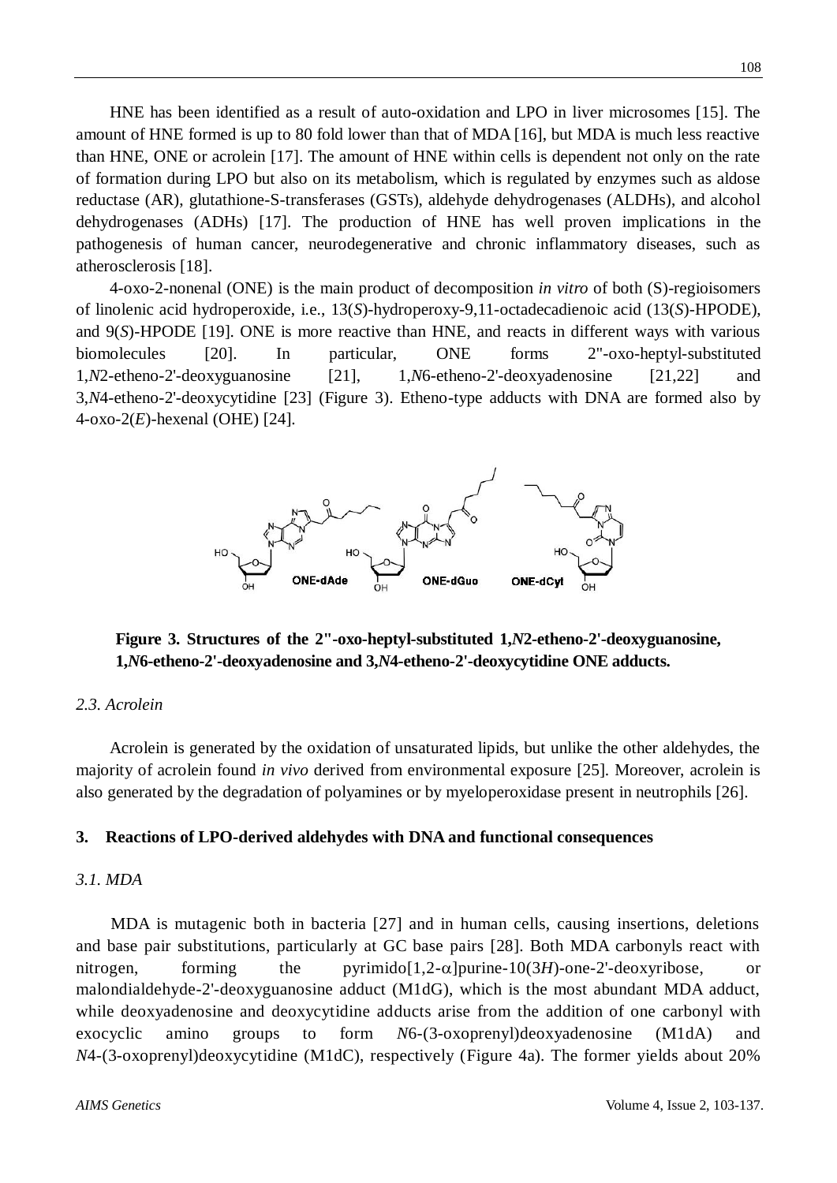HNE has been identified as a result of auto-oxidation and LPO in liver microsomes [15]. The amount of HNE formed is up to 80 fold lower than that of MDA [16], but MDA is much less reactive than HNE, ONE or acrolein [17]. The amount of HNE within cells is dependent not only on the rate of formation during LPO but also on its metabolism, which is regulated by enzymes such as aldose reductase (AR), glutathione-S-transferases (GSTs), aldehyde dehydrogenases (ALDHs), and alcohol dehydrogenases (ADHs) [17]. The production of HNE has well proven implications in the pathogenesis of human cancer, neurodegenerative and chronic inflammatory diseases, such as atherosclerosis [18].

4-oxo-2-nonenal (ONE) is the main product of decomposition *in vitro* of both (S)-regioisomers of linolenic acid hydroperoxide, i.e., 13(*S*)-hydroperoxy-9,11-octadecadienoic acid (13(*S*)-HPODE), and 9(*S*)-HPODE [19]. ONE is more reactive than HNE, and reacts in different ways with various biomolecules [20]. In particular, ONE forms 2''-oxo-heptyl-substituted 1,*N*2-etheno-2'-deoxyguanosine [21], 1,*N*6-etheno-2'-deoxyadenosine [21,22] and 3,*N*4-etheno-2'-deoxycytidine [23] (Figure 3). Etheno-type adducts with DNA are formed also by 4-oxo-2(*E*)-hexenal (OHE) [24].

**Figure 3. Structures of the 2''-oxo-heptyl-substituted 1,*N*2-etheno-2'-deoxyguanosine, 1,*N*6-etheno-2'-deoxyadenosine and 3,*N*4-etheno-2'-deoxycytidine ONE adducts.**

### *2.3. Acrolein*

Acrolein is generated by the oxidation of unsaturated lipids, but unlike the other aldehydes, the majority of acrolein found *in vivo* derived from environmental exposure [25]. Moreover, acrolein is also generated by the degradation of polyamines or by myeloperoxidase present in neutrophils [26].

## 3. Reactions of LPO-derived aldehydes with DNA and functional consequences

### *3.1. MDA*

MDA is mutagenic both in bacteria [27] and in human cells, causing insertions, deletions and base pair substitutions, particularly at GC base pairs [28]. Both MDA carbonyls react with nitrogen, forming the pyrimido[1,2-$\alpha$]purine-10(3*H*)-one-2'-deoxyribose, or malondialdehyde-2'-deoxyguanosine adduct (M1dG), which is the most abundant MDA adduct, while deoxyadenosine and deoxycytidine adducts arise from the addition of one carbonyl with exocyclic amino groups to form *N*6-(3-oxoprenyl)deoxyadenosine (M1dA) and *N*4-(3-oxoprenyl)deoxycytidine (M1dC), respectively (Figure 4a). The former yields about 20%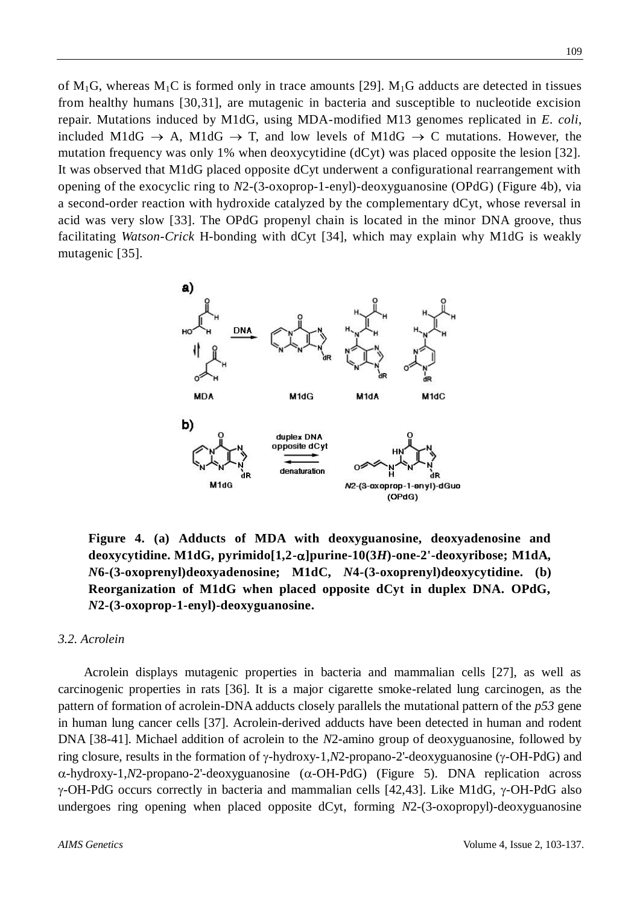of $M_1G$, whereas $M_1C$ is formed only in trace amounts [29]. $M_1G$ adducts are detected in tissues from healthy humans [30,31], are mutagenic in bacteria and susceptible to nucleotide excision repair. Mutations induced by M1dG, using MDA-modified M13 genomes replicated in *E. coli*, included M1dG → A, M1dG → T, and low levels of M1dG → C mutations. However, the mutation frequency was only 1% when deoxycytidine (dCyt) was placed opposite the lesion [32]. It was observed that M1dG placed opposite dCyt underwent a configurational rearrangement with opening of the exocyclic ring to *N*2-(3-oxoprop-1-enyl)-deoxyguanosine (OPdG) (Figure 4b), via a second-order reaction with hydroxide catalyzed by the complementary dCyt, whose reversal in acid was very slow [33]. The OPdG propenyl chain is located in the minor DNA groove, thus facilitating *Watson-Crick* H-bonding with dCyt [34], which may explain why M1dG is weakly mutagenic [35].

**Figure 4. (a) Adducts of MDA with deoxyguanosine, deoxyadenosine and deoxycytidine. M1dG, pyrimido[1,2-α]purine-10(3*H*)-one-2'-deoxyribose; M1dA, *N*6-(3-oxoprenyl)deoxyadenosine; M1dC, *N*4-(3-oxoprenyl)deoxycytidine. (b) Reorganization of M1dG when placed opposite dCyt in duplex DNA. OPdG, *N*2-(3-oxoprop-1-enyl)-deoxyguanosine.**

### *3.2. Acrolein*

Acrolein displays mutagenic properties in bacteria and mammalian cells [27], as well as carcinogenic properties in rats [36]. It is a major cigarette smoke-related lung carcinogen, as the pattern of formation of acrolein-DNA adducts closely parallels the mutational pattern of the *p53* gene in human lung cancer cells [37]. Acrolein-derived adducts have been detected in human and rodent DNA [38-41]. Michael addition of acrolein to the *N*2-amino group of deoxyguanosine, followed by ring closure, results in the formation of γ-hydroxy-1,*N*2-propano-2'-deoxyguanosine (γ-OH-PdG) and α-hydroxy-1,*N*2-propano-2'-deoxyguanosine (α-OH-PdG) (Figure 5). DNA replication across γ-OH-PdG occurs correctly in bacteria and mammalian cells [42,43]. Like M1dG, γ-OH-PdG also undergoes ring opening when placed opposite dCyt, forming *N*2-(3-oxopropyl)-deoxyguanosine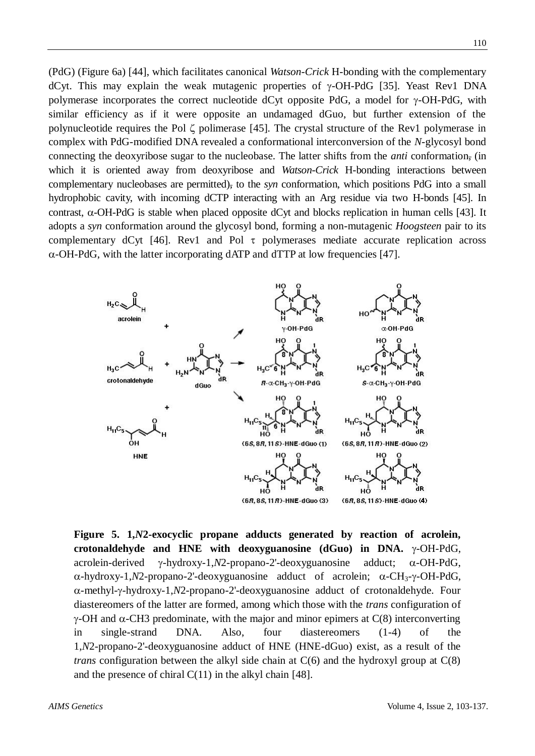(PdG) (Figure 6a) [44], which facilitates canonical *Watson-Crick* H-bonding with the complementary dCyt. This may explain the weak mutagenic properties of γ-OH-PdG [35]. Yeast Rev1 DNA polymerase incorporates the correct nucleotide dCyt opposite PdG, a model for γ-OH-PdG, with similar efficiency as if it were opposite an undamaged dGuo, but further extension of the polynucleotide requires the Pol ζ polimerase [45]. The crystal structure of the Rev1 polymerase in complex with PdG-modified DNA revealed a conformational interconversion of the *N*-glycosyl bond connecting the deoxyribose sugar to the nucleobase. The latter shifts from the *anti* conformation, (in which it is oriented away from deoxyribose and *Watson-Crick* H-bonding interactions between complementary nucleobases are permitted), to the *syn* conformation, which positions PdG into a small hydrophobic cavity, with incoming dCTP interacting with an Arg residue via two H-bonds [45]. In contrast, α-OH-PdG is stable when placed opposite dCyt and blocks replication in human cells [43]. It adopts a *syn* conformation around the glycosyl bond, forming a non-mutagenic *Hoogsteen* pair to its complementary dCyt [46]. Rev1 and Pol τ polymerases mediate accurate replication across α-OH-PdG, with the latter incorporating dATP and dTTP at low frequencies [47].

**Figure 5. 1,*N*2-exocyclic propane adducts generated by reaction of acrolein, crotonaldehyde and HNE with deoxyguanosine (dGuo) in DNA.** γ-OH-PdG, acrolein-derived γ-hydroxy-1,*N*2-propano-2'-deoxyguanosine adduct; α-OH-PdG, α-hydroxy-1,*N*2-propano-2'-deoxyguanosine adduct of acrolein; α-$CH_3$-γ-OH-PdG, α-methyl-γ-hydroxy-1,*N*2-propano-2'-deoxyguanosine adduct of crotonaldehyde. Four diastereomers of the latter are formed, among which those with the *trans* configuration of γ-OH and α-CH3 predominate, with the major and minor epimers at C(8) interconverting in single-strand DNA. Also, four diastereomers (1-4) of the 1,*N*2-propano-2'-deoxyguanosine adduct of HNE (HNE-dGuo) exist, as a result of the *trans* configuration between the alkyl side chain at C(6) and the hydroxyl group at C(8) and the presence of chiral C(11) in the alkyl chain [48].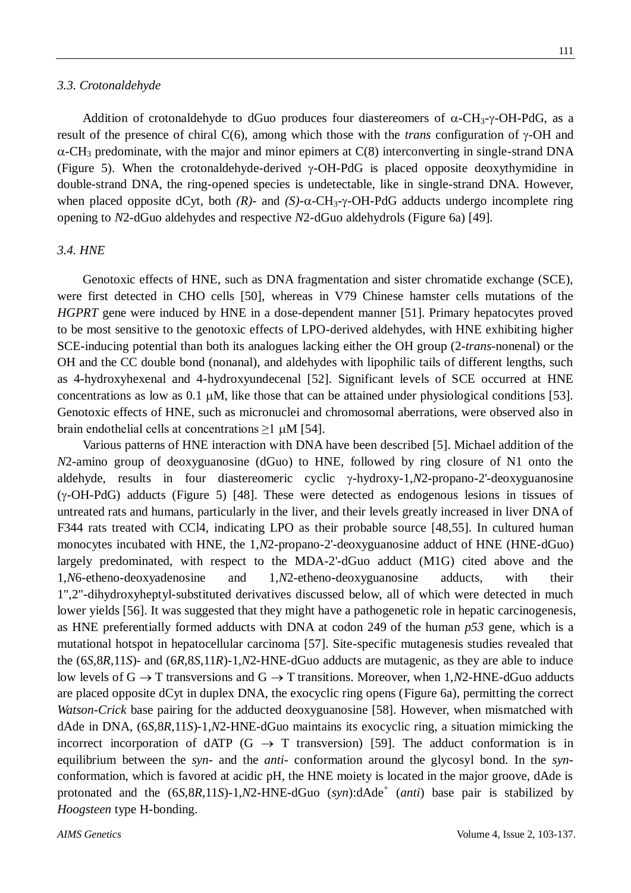### 3.3. Crotonaldehyde

Addition of crotonaldehyde to dGuo produces four diastereomers of α-$CH_3$-γ-OH-PdG, as a result of the presence of chiral C(6), among which those with the *trans* configuration of γ-OH and α-$CH_3$ predominate, with the major and minor epimers at C(8) interconverting in single-strand DNA (Figure 5). When the crotonaldehyde-derived γ-OH-PdG is placed opposite deoxythymidine in double-strand DNA, the ring-opened species is undetectable, like in single-strand DNA. However, when placed opposite dCyt, both *(R)*- and *(S)*-α-$CH_3$-γ-OH-PdG adducts undergo incomplete ring opening to *N*2-dGuo aldehydes and respective *N*2-dGuo aldehydrols (Figure 6a) [49].

### 3.4. HNE

Genotoxic effects of HNE, such as DNA fragmentation and sister chromatide exchange (SCE), were first detected in CHO cells [50], whereas in V79 Chinese hamster cells mutations of the *HGPRT* gene were induced by HNE in a dose-dependent manner [51]. Primary hepatocytes proved to be most sensitive to the genotoxic effects of LPO-derived aldehydes, with HNE exhibiting higher SCE-inducing potential than both its analogues lacking either the OH group (2-*trans*-nonenal) or the OH and the CC double bond (nonanal), and aldehydes with lipophilic tails of different lengths, such as 4-hydroxyhexenal and 4-hydroxyundecenal [52]. Significant levels of SCE occurred at HNE concentrations as low as 0.1 μM, like those that can be attained under physiological conditions [53]. Genotoxic effects of HNE, such as micronuclei and chromosomal aberrations, were observed also in brain endothelial cells at concentrations ≥1 μM [54].

Various patterns of HNE interaction with DNA have been described [5]. Michael addition of the *N*2-amino group of deoxyguanosine (dGuo) to HNE, followed by ring closure of N1 onto the aldehyde, results in four diastereomeric cyclic γ-hydroxy-1,*N*2-propano-2'-deoxyguanosine (γ-OH-PdG) adducts (Figure 5) [48]. These were detected as endogenous lesions in tissues of untreated rats and humans, particularly in the liver, and their levels greatly increased in liver DNA of F344 rats treated with CCl4, indicating LPO as their probable source [48,55]. In cultured human monocytes incubated with HNE, the 1,*N*2-propano-2'-deoxyguanosine adduct of HNE (HNE-dGuo) largely predominated, with respect to the MDA-2'-dGuo adduct (M1G) cited above and the 1,*N*6-etheno-deoxyadenosine and 1,*N*2-etheno-deoxyguanosine adducts, with their 1",2"-dihydroxyheptyl-substituted derivatives discussed below, all of which were detected in much lower yields [56]. It was suggested that they might have a pathogenetic role in hepatic carcinogenesis, as HNE preferentially formed adducts with DNA at codon 249 of the human *p53* gene, which is a mutational hotspot in hepatocellular carcinoma [57]. Site-specific mutagenesis studies revealed that the (6*S*,8*R*,11*S*)- and (6*R*,8*S*,11*R*)-1,*N*2-HNE-dGuo adducts are mutagenic, as they are able to induce low levels of G → T transversions and G → T transitions. Moreover, when 1,*N*2-HNE-dGuo adducts are placed opposite dCyt in duplex DNA, the exocyclic ring opens (Figure 6a), permitting the correct *Watson-Crick* base pairing for the adducted deoxyguanosine [58]. However, when mismatched with dAde in DNA, (6*S*,8*R*,11*S*)-1,*N*2-HNE-dGuo maintains its exocyclic ring, a situation mimicking the incorrect incorporation of dATP (G → T transversion) [59]. The adduct conformation is in equilibrium between the *syn*- and the *anti*- conformation around the glycosyl bond. In the *syn*-conformation, which is favored at acidic pH, the HNE moiety is located in the major groove, dAde is protonated and the (6*S*,8*R*,11*S*)-1,*N*2-HNE-dGuo (*syn*):dAde$^+$ (*anti*) base pair is stabilized by *Hoogsteen* type H-bonding.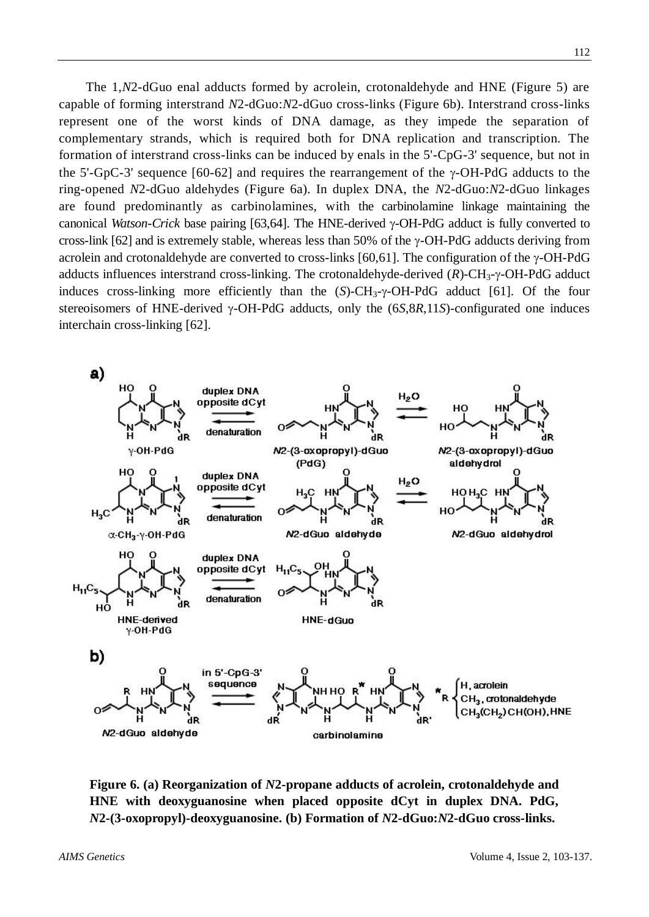The 1,*N*2-dGuo enal adducts formed by acrolein, crotonaldehyde and HNE (Figure 5) are capable of forming interstrand *N*2-dGuo:*N*2-dGuo cross-links (Figure 6b). Interstrand cross-links represent one of the worst kinds of DNA damage, as they impede the separation of complementary strands, which is required both for DNA replication and transcription. The formation of interstrand cross-links can be induced by enals in the 5'-CpG-3' sequence, but not in the 5'-GpC-3' sequence [60-62] and requires the rearrangement of the γ-OH-PdG adducts to the ring-opened *N*2-dGuo aldehydes (Figure 6a). In duplex DNA, the *N*2-dGuo:*N*2-dGuo linkages are found predominantly as carbinolamines, with the carbinolamine linkage maintaining the canonical *Watson-Crick* base pairing [63,64]. The HNE-derived γ-OH-PdG adduct is fully converted to cross-link [62] and is extremely stable, whereas less than 50% of the γ-OH-PdG adducts deriving from acrolein and crotonaldehyde are converted to cross-links [60,61]. The configuration of the γ-OH-PdG adducts influences interstrand cross-linking. The crotonaldehyde-derived (*R*)-$CH_3$-γ-OH-PdG adduct induces cross-linking more efficiently than the (*S*)-$CH_3$-γ-OH-PdG adduct [61]. Of the four stereoisomers of HNE-derived γ-OH-PdG adducts, only the (6*S*,8*R*,11*S*)-configurated one induces interchain cross-linking [62].

**Figure 6. (a) Reorganization of *N*2-propane adducts of acrolein, crotonaldehyde and HNE with deoxyguanosine when placed opposite dCyt in duplex DNA. PdG, *N*2-(3-oxopropyl)-deoxyguanosine. (b) Formation of *N*2-dGuo:*N*2-dGuo cross-links.**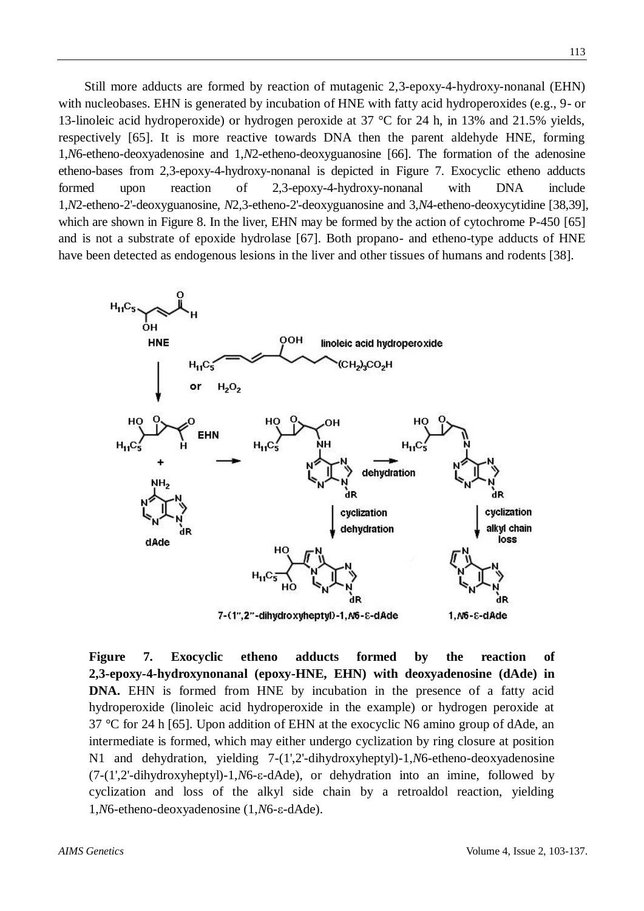Still more adducts are formed by reaction of mutagenic 2,3-epoxy-4-hydroxy-nonanal (EHN) with nucleobases. EHN is generated by incubation of HNE with fatty acid hydroperoxides (e.g., 9- or 13-linoleic acid hydroperoxide) or hydrogen peroxide at 37 °C for 24 h, in 13% and 21.5% yields, respectively [65]. It is more reactive towards DNA then the parent aldehyde HNE, forming 1,*N*6-etheno-deoxyadenosine and 1,*N*2-etheno-deoxyguanosine [66]. The formation of the adenosine etheno-bases from 2,3-epoxy-4-hydroxy-nonanal is depicted in Figure 7. Exocyclic etheno adducts formed upon reaction of 2,3-epoxy-4-hydroxy-nonanal with DNA include 1,*N*2-etheno-2'-deoxyguanosine, *N*2,3-etheno-2'-deoxyguanosine and 3,*N*4-etheno-deoxycytidine [38,39], which are shown in Figure 8. In the liver, EHN may be formed by the action of cytochrome P-450 [65] and is not a substrate of epoxide hydrolase [67]. Both propano- and etheno-type adducts of HNE have been detected as endogenous lesions in the liver and other tissues of humans and rodents [38].

**Figure 7. Exocyclic etheno adducts formed by the reaction of 2,3-epoxy-4-hydroxynonanal (epoxy-HNE, EHN) with deoxyadenosine (dAde) in DNA.** EHN is formed from HNE by incubation in the presence of a fatty acid hydroperoxide (linoleic acid hydroperoxide in the example) or hydrogen peroxide at 37 °C for 24 h [65]. Upon addition of EHN at the exocyclic N6 amino group of dAde, an intermediate is formed, which may either undergo cyclization by ring closure at position N1 and dehydration, yielding 7-(1',2'-dihydroxyheptyl)-1,*N*6-etheno-deoxyadenosine (7-(1',2'-dihydroxyheptyl)-1,*N*6-ε-dAde), or dehydration into an imine, followed by cyclization and loss of the alkyl side chain by a retroaldol reaction, yielding 1,*N*6-etheno-deoxyadenosine (1,*N*6-ε-dAde).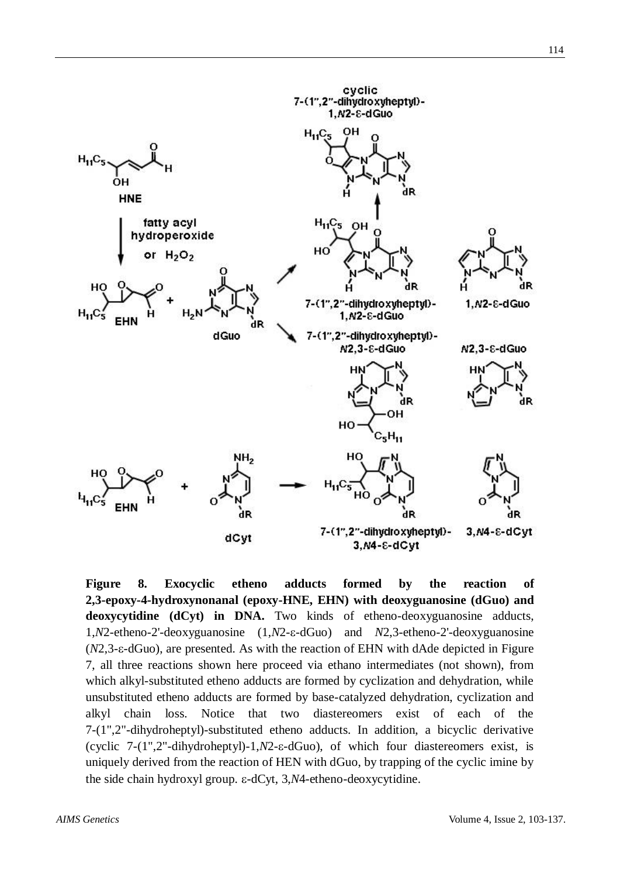**Figure 8. Exocyclic etheno adducts formed by the reaction of 2,3-epoxy-4-hydroxynonanal (epoxy-HNE, EHN) with deoxyguanosine (dGuo) and deoxycytidine (dCyt) in DNA.** Two kinds of etheno-deoxyguanosine adducts, 1,*N*2-etheno-2'-deoxyguanosine (1,*N*2-ε-dGuo) and *N*2,3-etheno-2'-deoxyguanosine (*N*2,3-ε-dGuo), are presented. As with the reaction of EHN with dAde depicted in Figure 7, all three reactions shown here proceed via ethano intermediates (not shown), from which alkyl-substituted etheno adducts are formed by cyclization and dehydration, while unsubstituted etheno adducts are formed by base-catalyzed dehydration, cyclization and alkyl chain loss. Notice that two diastereomers exist of each of the 7-(1",2"-dihydroheptyl)-substituted etheno adducts. In addition, a bicyclic derivative (cyclic 7-(1",2"-dihydroheptyl)-1,*N*2-ε-dGuo), of which four diastereomers exist, is uniquely derived from the reaction of HEN with dGuo, by trapping of the cyclic imine by the side chain hydroxyl group. ε-dCyt, 3,*N*4-etheno-deoxycytidine.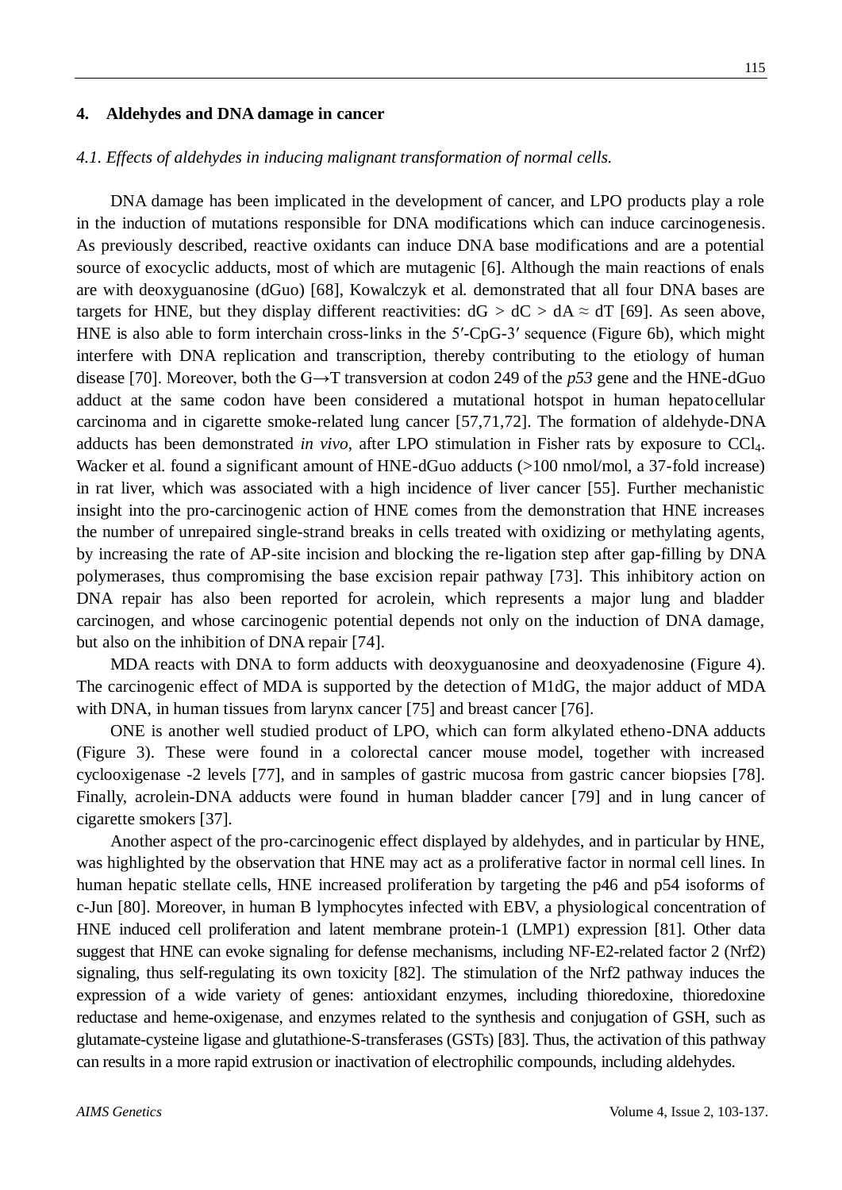## 4. Aldehydes and DNA damage in cancer

### *4.1. Effects of aldehydes in inducing malignant transformation of normal cells.*

DNA damage has been implicated in the development of cancer, and LPO products play a role in the induction of mutations responsible for DNA modifications which can induce carcinogenesis. As previously described, reactive oxidants can induce DNA base modifications and are a potential source of exocyclic adducts, most of which are mutagenic [6]. Although the main reactions of enals are with deoxyguanosine (dGuo) [68], Kowalczyk et al. demonstrated that all four DNA bases are targets for HNE, but they display different reactivities: dG > dC > dA ≈ dT [69]. As seen above, HNE is also able to form interchain cross-links in the 5′-CpG-3′ sequence (Figure 6b), which might interfere with DNA replication and transcription, thereby contributing to the etiology of human disease [70]. Moreover, both the G→T transversion at codon 249 of the *p53* gene and the HNE-dGuo adduct at the same codon have been considered a mutational hotspot in human hepatocellular carcinoma and in cigarette smoke-related lung cancer [57,71,72]. The formation of aldehyde-DNA adducts has been demonstrated *in vivo*, after LPO stimulation in Fisher rats by exposure to $CCl_4$. Wacker et al. found a significant amount of HNE-dGuo adducts (>100 nmol/mol, a 37-fold increase) in rat liver, which was associated with a high incidence of liver cancer [55]. Further mechanistic insight into the pro-carcinogenic action of HNE comes from the demonstration that HNE increases the number of unrepaired single-strand breaks in cells treated with oxidizing or methylating agents, by increasing the rate of AP-site incision and blocking the re-ligation step after gap-filling by DNA polymerases, thus compromising the base excision repair pathway [73]. This inhibitory action on DNA repair has also been reported for acrolein, which represents a major lung and bladder carcinogen, and whose carcinogenic potential depends not only on the induction of DNA damage, but also on the inhibition of DNA repair [74].

MDA reacts with DNA to form adducts with deoxyguanosine and deoxyadenosine (Figure 4). The carcinogenic effect of MDA is supported by the detection of M1dG, the major adduct of MDA with DNA, in human tissues from larynx cancer [75] and breast cancer [76].

ONE is another well studied product of LPO, which can form alkylated etheno-DNA adducts (Figure 3). These were found in a colorectal cancer mouse model, together with increased cyclooxigenase -2 levels [77], and in samples of gastric mucosa from gastric cancer biopsies [78]. Finally, acrolein-DNA adducts were found in human bladder cancer [79] and in lung cancer of cigarette smokers [37].

Another aspect of the pro-carcinogenic effect displayed by aldehydes, and in particular by HNE, was highlighted by the observation that HNE may act as a proliferative factor in normal cell lines. In human hepatic stellate cells, HNE increased proliferation by targeting the p46 and p54 isoforms of c-Jun [80]. Moreover, in human B lymphocytes infected with EBV, a physiological concentration of HNE induced cell proliferation and latent membrane protein-1 (LMP1) expression [81]. Other data suggest that HNE can evoke signaling for defense mechanisms, including NF-E2-related factor 2 (Nrf2) signaling, thus self-regulating its own toxicity [82]. The stimulation of the Nrf2 pathway induces the expression of a wide variety of genes: antioxidant enzymes, including thioredoxine, thioredoxine reductase and heme-oxigenase, and enzymes related to the synthesis and conjugation of GSH, such as glutamate-cysteine ligase and glutathione-S-transferases (GSTs) [83]. Thus, the activation of this pathway can results in a more rapid extrusion or inactivation of electrophilic compounds, including aldehydes.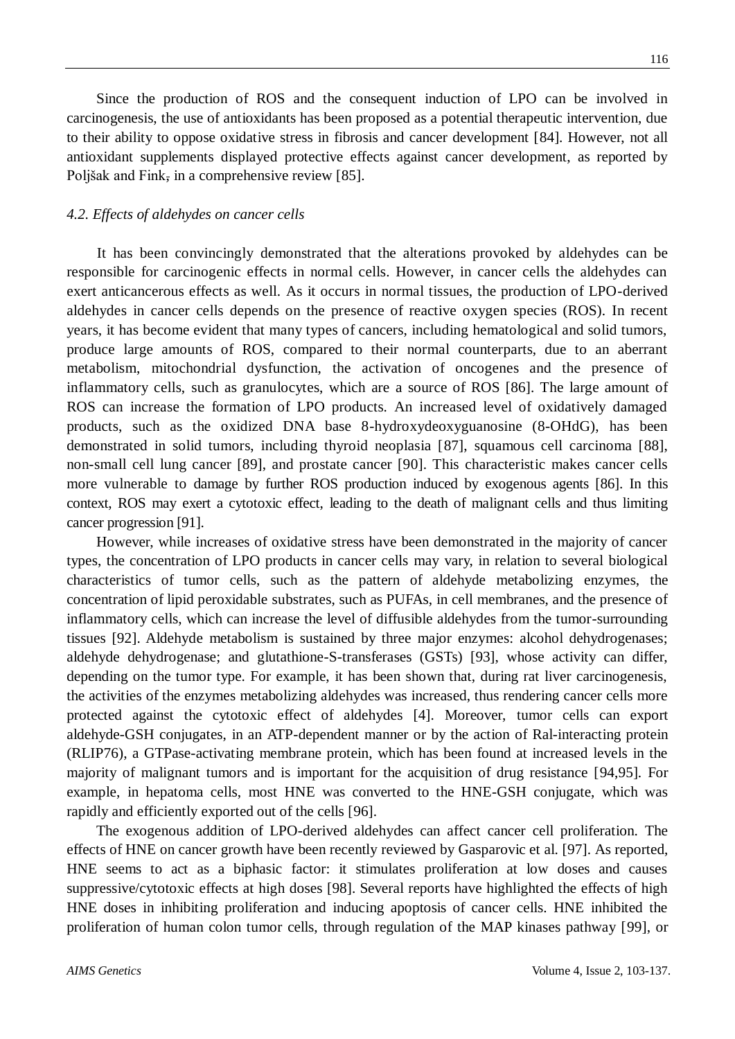Since the production of ROS and the consequent induction of LPO can be involved in carcinogenesis, the use of antioxidants has been proposed as a potential therapeutic intervention, due to their ability to oppose oxidative stress in fibrosis and cancer development [84]. However, not all antioxidant supplements displayed protective effects against cancer development, as reported by Poljšak and Fink, in a comprehensive review [85].

### *4.2. Effects of aldehydes on cancer cells*

It has been convincingly demonstrated that the alterations provoked by aldehydes can be responsible for carcinogenic effects in normal cells. However, in cancer cells the aldehydes can exert anticancerous effects as well. As it occurs in normal tissues, the production of LPO-derived aldehydes in cancer cells depends on the presence of reactive oxygen species (ROS). In recent years, it has become evident that many types of cancers, including hematological and solid tumors, produce large amounts of ROS, compared to their normal counterparts, due to an aberrant metabolism, mitochondrial dysfunction, the activation of oncogenes and the presence of inflammatory cells, such as granulocytes, which are a source of ROS [86]. The large amount of ROS can increase the formation of LPO products. An increased level of oxidatively damaged products, such as the oxidized DNA base 8-hydroxydeoxyguanosine (8-OHdG), has been demonstrated in solid tumors, including thyroid neoplasia [87], squamous cell carcinoma [88], non-small cell lung cancer [89], and prostate cancer [90]. This characteristic makes cancer cells more vulnerable to damage by further ROS production induced by exogenous agents [86]. In this context, ROS may exert a cytotoxic effect, leading to the death of malignant cells and thus limiting cancer progression [91].

However, while increases of oxidative stress have been demonstrated in the majority of cancer types, the concentration of LPO products in cancer cells may vary, in relation to several biological characteristics of tumor cells, such as the pattern of aldehyde metabolizing enzymes, the concentration of lipid peroxidable substrates, such as PUFAs, in cell membranes, and the presence of inflammatory cells, which can increase the level of diffusible aldehydes from the tumor-surrounding tissues [92]. Aldehyde metabolism is sustained by three major enzymes: alcohol dehydrogenases; aldehyde dehydrogenase; and glutathione-S-transferases (GSTs) [93], whose activity can differ, depending on the tumor type. For example, it has been shown that, during rat liver carcinogenesis, the activities of the enzymes metabolizing aldehydes was increased, thus rendering cancer cells more protected against the cytotoxic effect of aldehydes [4]. Moreover, tumor cells can export aldehyde-GSH conjugates, in an ATP-dependent manner or by the action of Ral-interacting protein (RLIP76), a GTPase-activating membrane protein, which has been found at increased levels in the majority of malignant tumors and is important for the acquisition of drug resistance [94,95]. For example, in hepatoma cells, most HNE was converted to the HNE-GSH conjugate, which was rapidly and efficiently exported out of the cells [96].

The exogenous addition of LPO-derived aldehydes can affect cancer cell proliferation. The effects of HNE on cancer growth have been recently reviewed by Gasparovic et al. [97]. As reported, HNE seems to act as a biphasic factor: it stimulates proliferation at low doses and causes suppressive/cytotoxic effects at high doses [98]. Several reports have highlighted the effects of high HNE doses in inhibiting proliferation and inducing apoptosis of cancer cells. HNE inhibited the proliferation of human colon tumor cells, through regulation of the MAP kinases pathway [99], or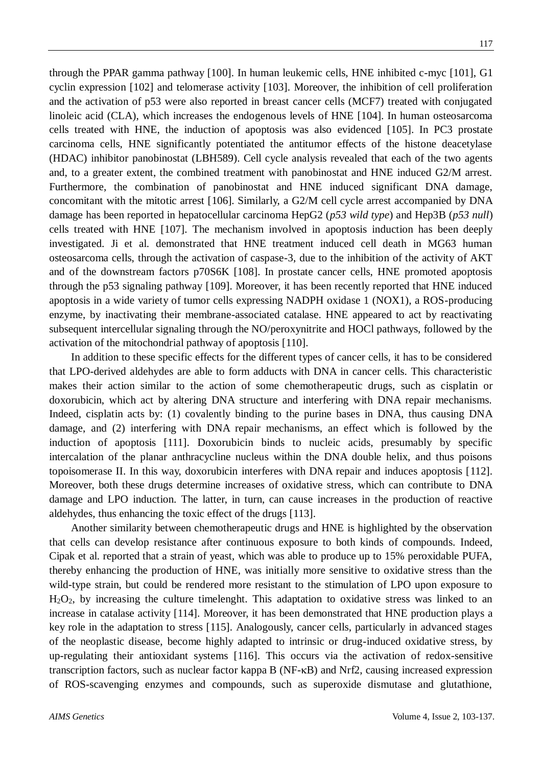through the PPAR gamma pathway [100]. In human leukemic cells, HNE inhibited c-myc [101], G1 cyclin expression [102] and telomerase activity [103]. Moreover, the inhibition of cell proliferation and the activation of p53 were also reported in breast cancer cells (MCF7) treated with conjugated linoleic acid (CLA), which increases the endogenous levels of HNE [104]. In human osteosarcoma cells treated with HNE, the induction of apoptosis was also evidenced [105]. In PC3 prostate carcinoma cells, HNE significantly potentiated the antitumor effects of the histone deacetylase (HDAC) inhibitor panobinostat (LBH589). Cell cycle analysis revealed that each of the two agents and, to a greater extent, the combined treatment with panobinostat and HNE induced G2/M arrest. Furthermore, the combination of panobinostat and HNE induced significant DNA damage, concomitant with the mitotic arrest [106]. Similarly, a G2/M cell cycle arrest accompanied by DNA damage has been reported in hepatocellular carcinoma HepG2 (*p53 wild type*) and Hep3B (*p53 null*) cells treated with HNE [107]. The mechanism involved in apoptosis induction has been deeply investigated. Ji et al. demonstrated that HNE treatment induced cell death in MG63 human osteosarcoma cells, through the activation of caspase-3, due to the inhibition of the activity of AKT and of the downstream factors p70S6K [108]. In prostate cancer cells, HNE promoted apoptosis through the p53 signaling pathway [109]. Moreover, it has been recently reported that HNE induced apoptosis in a wide variety of tumor cells expressing NADPH oxidase 1 (NOX1), a ROS-producing enzyme, by inactivating their membrane-associated catalase. HNE appeared to act by reactivating subsequent intercellular signaling through the NO/peroxynitrite and HOCl pathways, followed by the activation of the mitochondrial pathway of apoptosis [110].

In addition to these specific effects for the different types of cancer cells, it has to be considered that LPO-derived aldehydes are able to form adducts with DNA in cancer cells. This characteristic makes their action similar to the action of some chemotherapeutic drugs, such as cisplatin or doxorubicin, which act by altering DNA structure and interfering with DNA repair mechanisms. Indeed, cisplatin acts by: (1) covalently binding to the purine bases in DNA, thus causing DNA damage, and (2) interfering with DNA repair mechanisms, an effect which is followed by the induction of apoptosis [111]. Doxorubicin binds to nucleic acids, presumably by specific intercalation of the planar anthracycline nucleus within the DNA double helix, and thus poisons topoisomerase II. In this way, doxorubicin interferes with DNA repair and induces apoptosis [112]. Moreover, both these drugs determine increases of oxidative stress, which can contribute to DNA damage and LPO induction. The latter, in turn, can cause increases in the production of reactive aldehydes, thus enhancing the toxic effect of the drugs [113].

Another similarity between chemotherapeutic drugs and HNE is highlighted by the observation that cells can develop resistance after continuous exposure to both kinds of compounds. Indeed, Cipak et al. reported that a strain of yeast, which was able to produce up to 15% peroxidable PUFA, thereby enhancing the production of HNE, was initially more sensitive to oxidative stress than the wild-type strain, but could be rendered more resistant to the stimulation of LPO upon exposure to $H_2O_2$, by increasing the culture timelenght. This adaptation to oxidative stress was linked to an increase in catalase activity [114]. Moreover, it has been demonstrated that HNE production plays a key role in the adaptation to stress [115]. Analogously, cancer cells, particularly in advanced stages of the neoplastic disease, become highly adapted to intrinsic or drug-induced oxidative stress, by up-regulating their antioxidant systems [116]. This occurs via the activation of redox-sensitive transcription factors, such as nuclear factor kappa B (NF-κB) and Nrf2, causing increased expression of ROS-scavenging enzymes and compounds, such as superoxide dismutase and glutathione,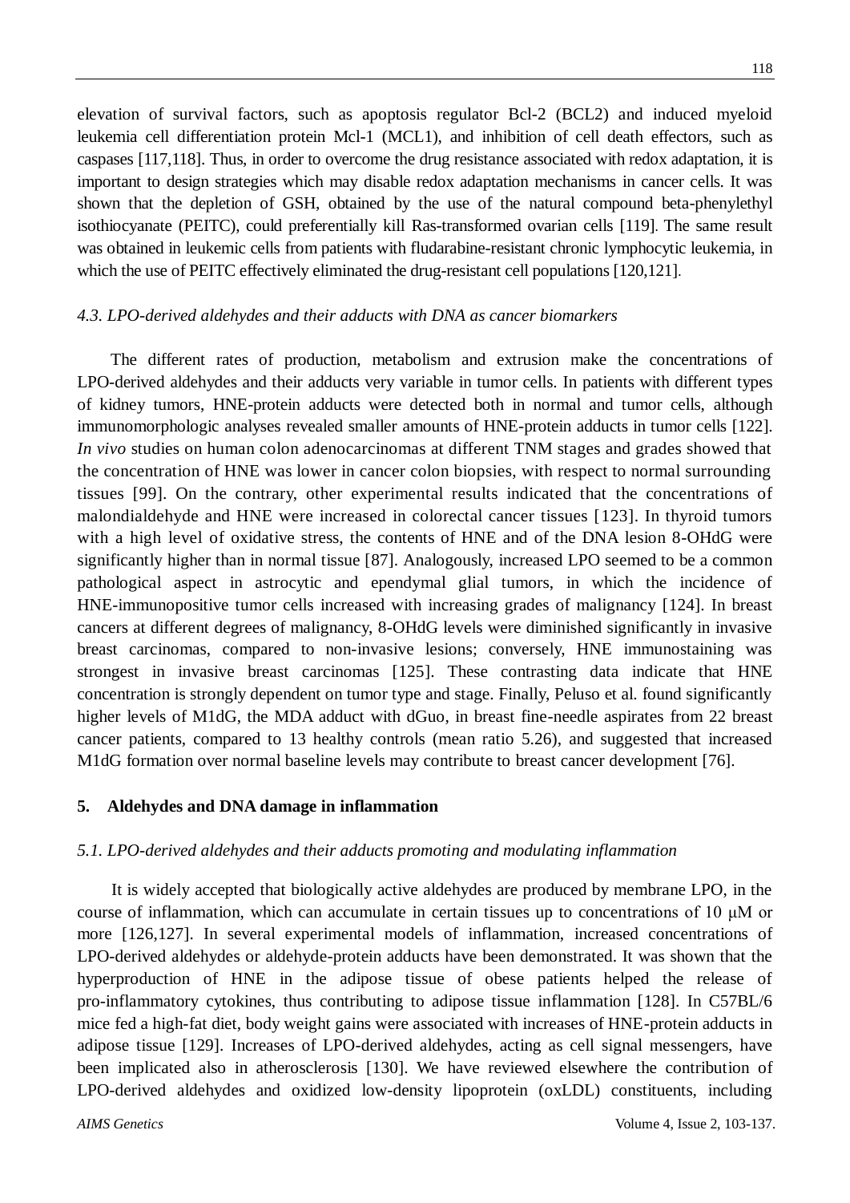elevation of survival factors, such as apoptosis regulator Bcl-2 (BCL2) and induced myeloid leukemia cell differentiation protein Mcl-1 (MCL1), and inhibition of cell death effectors, such as caspases [117,118]. Thus, in order to overcome the drug resistance associated with redox adaptation, it is important to design strategies which may disable redox adaptation mechanisms in cancer cells. It was shown that the depletion of GSH, obtained by the use of the natural compound beta-phenylethyl isothiocyanate (PEITC), could preferentially kill Ras-transformed ovarian cells [119]. The same result was obtained in leukemic cells from patients with fludarabine-resistant chronic lymphocytic leukemia, in which the use of PEITC effectively eliminated the drug-resistant cell populations [120,121].

### *4.3. LPO-derived aldehydes and their adducts with DNA as cancer biomarkers*

The different rates of production, metabolism and extrusion make the concentrations of LPO-derived aldehydes and their adducts very variable in tumor cells. In patients with different types of kidney tumors, HNE-protein adducts were detected both in normal and tumor cells, although immunomorphologic analyses revealed smaller amounts of HNE-protein adducts in tumor cells [122]. *In vivo* studies on human colon adenocarcinomas at different TNM stages and grades showed that the concentration of HNE was lower in cancer colon biopsies, with respect to normal surrounding tissues [99]. On the contrary, other experimental results indicated that the concentrations of malondialdehyde and HNE were increased in colorectal cancer tissues [123]. In thyroid tumors with a high level of oxidative stress, the contents of HNE and of the DNA lesion 8-OHdG were significantly higher than in normal tissue [87]. Analogously, increased LPO seemed to be a common pathological aspect in astrocytic and ependymal glial tumors, in which the incidence of HNE-immunopositive tumor cells increased with increasing grades of malignancy [124]. In breast cancers at different degrees of malignancy, 8-OHdG levels were diminished significantly in invasive breast carcinomas, compared to non-invasive lesions; conversely, HNE immunostaining was strongest in invasive breast carcinomas [125]. These contrasting data indicate that HNE concentration is strongly dependent on tumor type and stage. Finally, Peluso et al. found significantly higher levels of M1dG, the MDA adduct with dGuo, in breast fine-needle aspirates from 22 breast cancer patients, compared to 13 healthy controls (mean ratio 5.26), and suggested that increased M1dG formation over normal baseline levels may contribute to breast cancer development [76].

## 5. Aldehydes and DNA damage in inflammation

### *5.1. LPO-derived aldehydes and their adducts promoting and modulating inflammation*

It is widely accepted that biologically active aldehydes are produced by membrane LPO, in the course of inflammation, which can accumulate in certain tissues up to concentrations of 10 μM or more [126,127]. In several experimental models of inflammation, increased concentrations of LPO-derived aldehydes or aldehyde-protein adducts have been demonstrated. It was shown that the hyperproduction of HNE in the adipose tissue of obese patients helped the release of pro-inflammatory cytokines, thus contributing to adipose tissue inflammation [128]. In C57BL/6 mice fed a high-fat diet, body weight gains were associated with increases of HNE-protein adducts in adipose tissue [129]. Increases of LPO-derived aldehydes, acting as cell signal messengers, have been implicated also in atherosclerosis [130]. We have reviewed elsewhere the contribution of LPO-derived aldehydes and oxidized low-density lipoprotein (oxLDL) constituents, including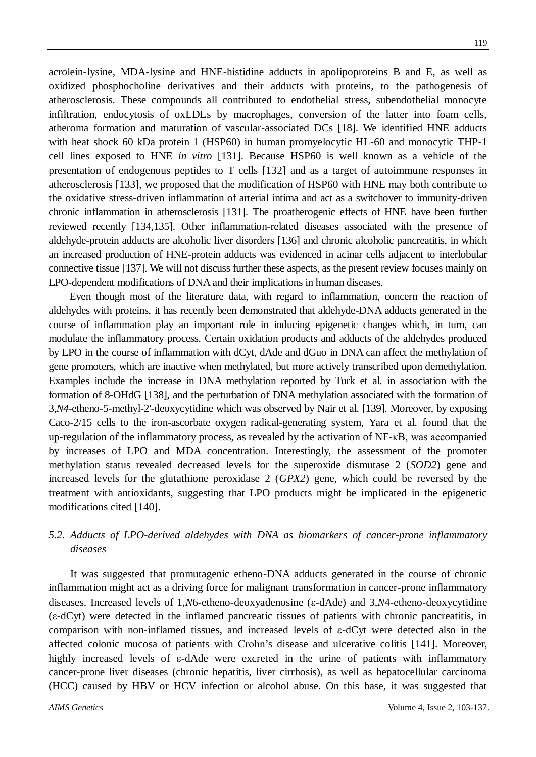acrolein-lysine, MDA-lysine and HNE-histidine adducts in apolipoproteins B and E, as well as oxidized phosphocholine derivatives and their adducts with proteins, to the pathogenesis of atherosclerosis. These compounds all contributed to endothelial stress, subendothelial monocyte infiltration, endocytosis of oxLDLs by macrophages, conversion of the latter into foam cells, atheroma formation and maturation of vascular-associated DCs [18]. We identified HNE adducts with heat shock 60 kDa protein 1 (HSP60) in human promyelocytic HL-60 and monocytic THP-1 cell lines exposed to HNE *in vitro* [131]. Because HSP60 is well known as a vehicle of the presentation of endogenous peptides to T cells [132] and as a target of autoimmune responses in atherosclerosis [133], we proposed that the modification of HSP60 with HNE may both contribute to the oxidative stress-driven inflammation of arterial intima and act as a switchover to immunity-driven chronic inflammation in atherosclerosis [131]. The proatherogenic effects of HNE have been further reviewed recently [134,135]. Other inflammation-related diseases associated with the presence of aldehyde-protein adducts are alcoholic liver disorders [136] and chronic alcoholic pancreatitis, in which an increased production of HNE-protein adducts was evidenced in acinar cells adjacent to interlobular connective tissue [137]. We will not discuss further these aspects, as the present review focuses mainly on LPO-dependent modifications of DNA and their implications in human diseases.

Even though most of the literature data, with regard to inflammation, concern the reaction of aldehydes with proteins, it has recently been demonstrated that aldehyde-DNA adducts generated in the course of inflammation play an important role in inducing epigenetic changes which, in turn, can modulate the inflammatory process. Certain oxidation products and adducts of the aldehydes produced by LPO in the course of inflammation with dCyt, dAde and dGuo in DNA can affect the methylation of gene promoters, which are inactive when methylated, but more actively transcribed upon demethylation. Examples include the increase in DNA methylation reported by Turk et al. in association with the formation of 8-OHdG [138], and the perturbation of DNA methylation associated with the formation of 3,*N4*-etheno-5-methyl-2'-deoxycytidine which was observed by Nair et al. [139]. Moreover, by exposing Caco-2/15 cells to the iron-ascorbate oxygen radical-generating system, Yara et al. found that the up-regulation of the inflammatory process, as revealed by the activation of NF-κB, was accompanied by increases of LPO and MDA concentration. Interestingly, the assessment of the promoter methylation status revealed decreased levels for the superoxide dismutase 2 (*SOD2*) gene and increased levels for the glutathione peroxidase 2 (*GPX2*) gene, which could be reversed by the treatment with antioxidants, suggesting that LPO products might be implicated in the epigenetic modifications cited [140].

### *5.2. Adducts of LPO-derived aldehydes with DNA as biomarkers of cancer-prone inflammatory diseases*

It was suggested that promutagenic etheno-DNA adducts generated in the course of chronic inflammation might act as a driving force for malignant transformation in cancer-prone inflammatory diseases. Increased levels of 1,*N*6-etheno-deoxyadenosine (ε-dAde) and 3,*N*4-etheno-deoxycytidine (ε-dCyt) were detected in the inflamed pancreatic tissues of patients with chronic pancreatitis, in comparison with non-inflamed tissues, and increased levels of ε-dCyt were detected also in the affected colonic mucosa of patients with Crohn's disease and ulcerative colitis [141]. Moreover, highly increased levels of ε-dAde were excreted in the urine of patients with inflammatory cancer-prone liver diseases (chronic hepatitis, liver cirrhosis), as well as hepatocellular carcinoma (HCC) caused by HBV or HCV infection or alcohol abuse. On this base, it was suggested that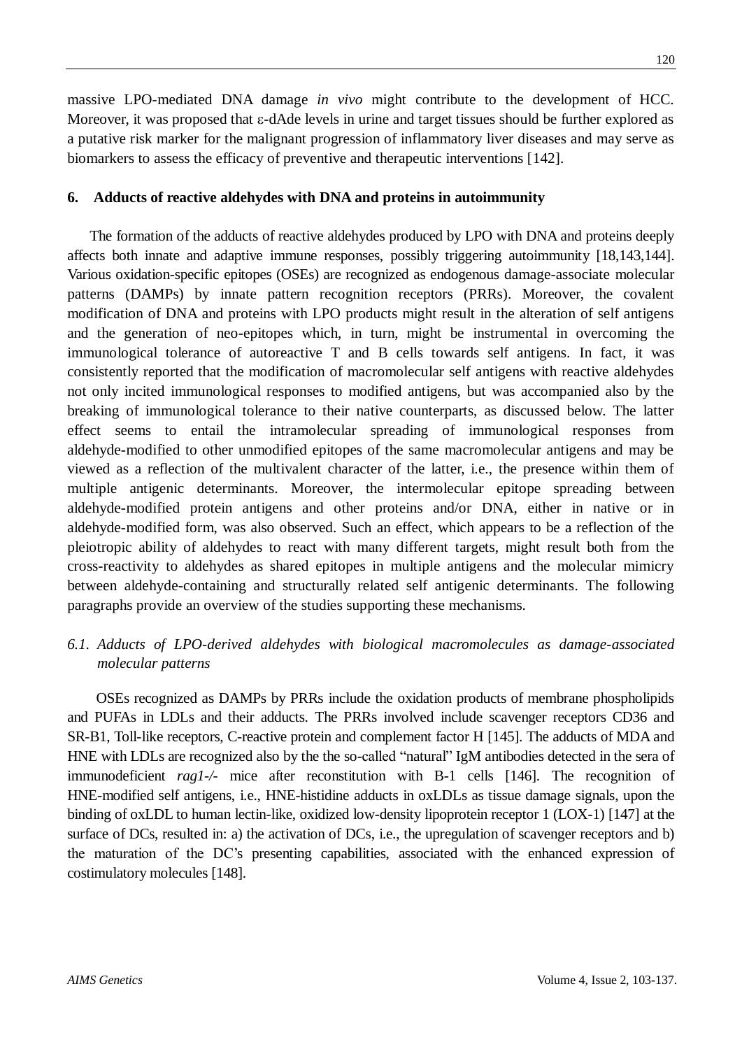massive LPO-mediated DNA damage *in vivo* might contribute to the development of HCC. Moreover, it was proposed that ε-dAde levels in urine and target tissues should be further explored as a putative risk marker for the malignant progression of inflammatory liver diseases and may serve as biomarkers to assess the efficacy of preventive and therapeutic interventions [142].

## 6. Adducts of reactive aldehydes with DNA and proteins in autoimmunity

The formation of the adducts of reactive aldehydes produced by LPO with DNA and proteins deeply affects both innate and adaptive immune responses, possibly triggering autoimmunity [18,143,144]. Various oxidation-specific epitopes (OSEs) are recognized as endogenous damage-associate molecular patterns (DAMPs) by innate pattern recognition receptors (PRRs). Moreover, the covalent modification of DNA and proteins with LPO products might result in the alteration of self antigens and the generation of neo-epitopes which, in turn, might be instrumental in overcoming the immunological tolerance of autoreactive T and B cells towards self antigens. In fact, it was consistently reported that the modification of macromolecular self antigens with reactive aldehydes not only incited immunological responses to modified antigens, but was accompanied also by the breaking of immunological tolerance to their native counterparts, as discussed below. The latter effect seems to entail the intramolecular spreading of immunological responses from aldehyde-modified to other unmodified epitopes of the same macromolecular antigens and may be viewed as a reflection of the multivalent character of the latter, i.e., the presence within them of multiple antigenic determinants. Moreover, the intermolecular epitope spreading between aldehyde-modified protein antigens and other proteins and/or DNA, either in native or in aldehyde-modified form, was also observed. Such an effect, which appears to be a reflection of the pleiotropic ability of aldehydes to react with many different targets, might result both from the cross-reactivity to aldehydes as shared epitopes in multiple antigens and the molecular mimicry between aldehyde-containing and structurally related self antigenic determinants. The following paragraphs provide an overview of the studies supporting these mechanisms.

### *6.1. Adducts of LPO-derived aldehydes with biological macromolecules as damage-associated molecular patterns*

OSEs recognized as DAMPs by PRRs include the oxidation products of membrane phospholipids and PUFAs in LDLs and their adducts. The PRRs involved include scavenger receptors CD36 and SR-B1, Toll-like receptors, C-reactive protein and complement factor H [145]. The adducts of MDA and HNE with LDLs are recognized also by the the so-called "natural" IgM antibodies detected in the sera of immunodeficient *rag1-/-* mice after reconstitution with B-1 cells [146]. The recognition of HNE-modified self antigens, i.e., HNE-histidine adducts in oxLDLs as tissue damage signals, upon the binding of oxLDL to human lectin-like, oxidized low-density lipoprotein receptor 1 (LOX-1) [147] at the surface of DCs, resulted in: a) the activation of DCs, i.e., the upregulation of scavenger receptors and b) the maturation of the DC's presenting capabilities, associated with the enhanced expression of costimulatory molecules [148].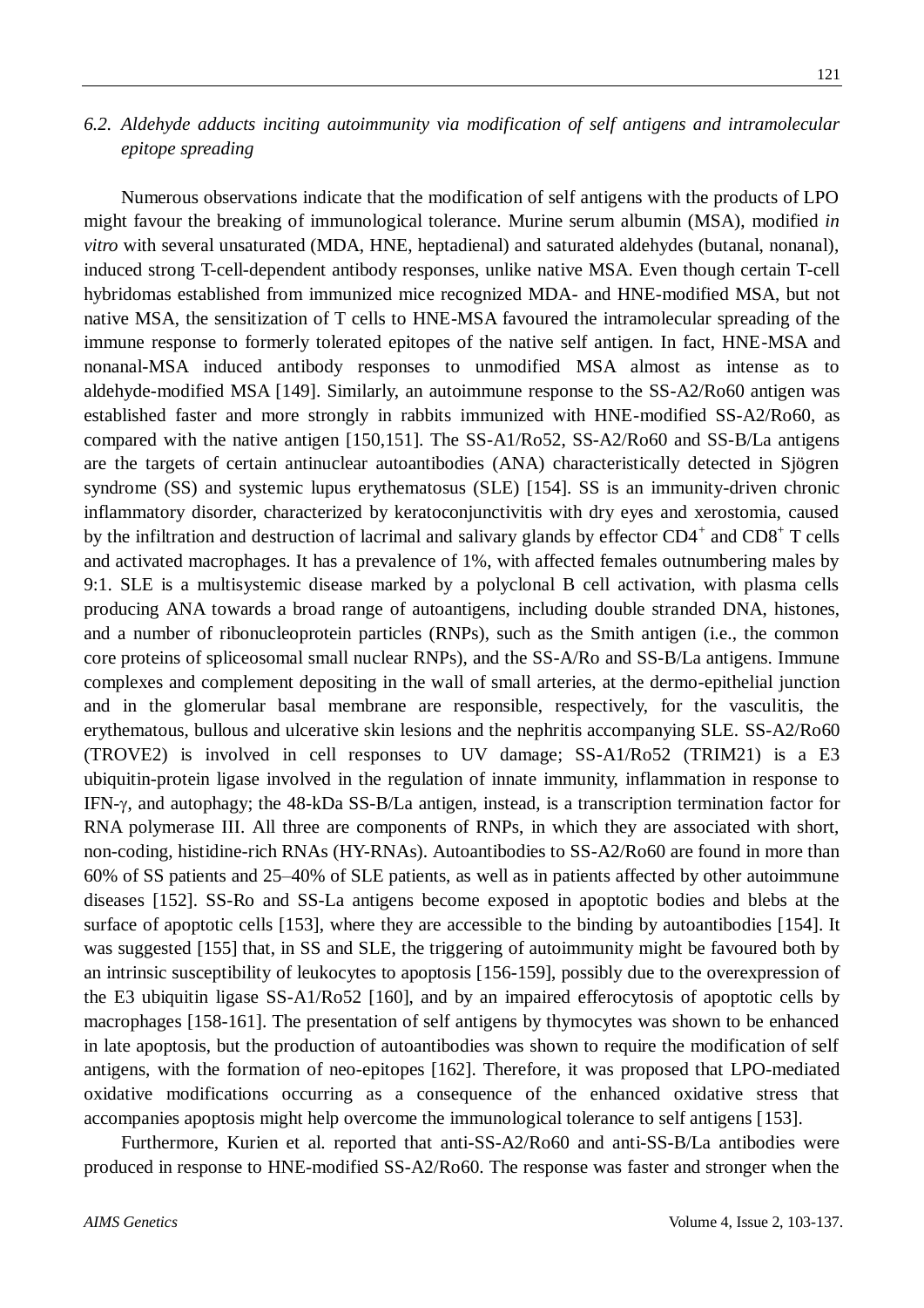### *6.2. Aldehyde adducts inciting autoimmunity via modification of self antigens and intramolecular epitope spreading*

Numerous observations indicate that the modification of self antigens with the products of LPO might favour the breaking of immunological tolerance. Murine serum albumin (MSA), modified *in vitro* with several unsaturated (MDA, HNE, heptadienal) and saturated aldehydes (butanal, nonanal), induced strong T-cell-dependent antibody responses, unlike native MSA. Even though certain T-cell hybridomas established from immunized mice recognized MDA- and HNE-modified MSA, but not native MSA, the sensitization of T cells to HNE-MSA favoured the intramolecular spreading of the immune response to formerly tolerated epitopes of the native self antigen. In fact, HNE-MSA and nonanal-MSA induced antibody responses to unmodified MSA almost as intense as to aldehyde-modified MSA [149]. Similarly, an autoimmune response to the SS-A2/Ro60 antigen was established faster and more strongly in rabbits immunized with HNE-modified SS-A2/Ro60, as compared with the native antigen [150,151]. The SS-A1/Ro52, SS-A2/Ro60 and SS-B/La antigens are the targets of certain antinuclear autoantibodies (ANA) characteristically detected in Sjögren syndrome (SS) and systemic lupus erythematosus (SLE) [154]. SS is an immunity-driven chronic inflammatory disorder, characterized by keratoconjunctivitis with dry eyes and xerostomia, caused by the infiltration and destruction of lacrimal and salivary glands by effector $CD4^+$ and $CD8^+$ T cells and activated macrophages. It has a prevalence of 1%, with affected females outnumbering males by 9:1. SLE is a multisystemic disease marked by a polyclonal B cell activation, with plasma cells producing ANA towards a broad range of autoantigens, including double stranded DNA, histones, and a number of ribonucleoprotein particles (RNPs), such as the Smith antigen (i.e., the common core proteins of spliceosomal small nuclear RNPs), and the SS-A/Ro and SS-B/La antigens. Immune complexes and complement depositing in the wall of small arteries, at the dermo-epithelial junction and in the glomerular basal membrane are responsible, respectively, for the vasculitis, the erythematous, bullous and ulcerative skin lesions and the nephritis accompanying SLE. SS-A2/Ro60 (TROVE2) is involved in cell responses to UV damage; SS-A1/Ro52 (TRIM21) is a E3 ubiquitin-protein ligase involved in the regulation of innate immunity, inflammation in response to IFN-γ, and autophagy; the 48-kDa SS-B/La antigen, instead, is a transcription termination factor for RNA polymerase III. All three are components of RNPs, in which they are associated with short, non-coding, histidine-rich RNAs (HY-RNAs). Autoantibodies to SS-A2/Ro60 are found in more than 60% of SS patients and 25–40% of SLE patients, as well as in patients affected by other autoimmune diseases [152]. SS-Ro and SS-La antigens become exposed in apoptotic bodies and blebs at the surface of apoptotic cells [153], where they are accessible to the binding by autoantibodies [154]. It was suggested [155] that, in SS and SLE, the triggering of autoimmunity might be favoured both by an intrinsic susceptibility of leukocytes to apoptosis [156-159], possibly due to the overexpression of the E3 ubiquitin ligase SS-A1/Ro52 [160], and by an impaired efferocytosis of apoptotic cells by macrophages [158-161]. The presentation of self antigens by thymocytes was shown to be enhanced in late apoptosis, but the production of autoantibodies was shown to require the modification of self antigens, with the formation of neo-epitopes [162]. Therefore, it was proposed that LPO-mediated oxidative modifications occurring as a consequence of the enhanced oxidative stress that accompanies apoptosis might help overcome the immunological tolerance to self antigens [153].

Furthermore, Kurien et al. reported that anti-SS-A2/Ro60 and anti-SS-B/La antibodies were produced in response to HNE-modified SS-A2/Ro60. The response was faster and stronger when the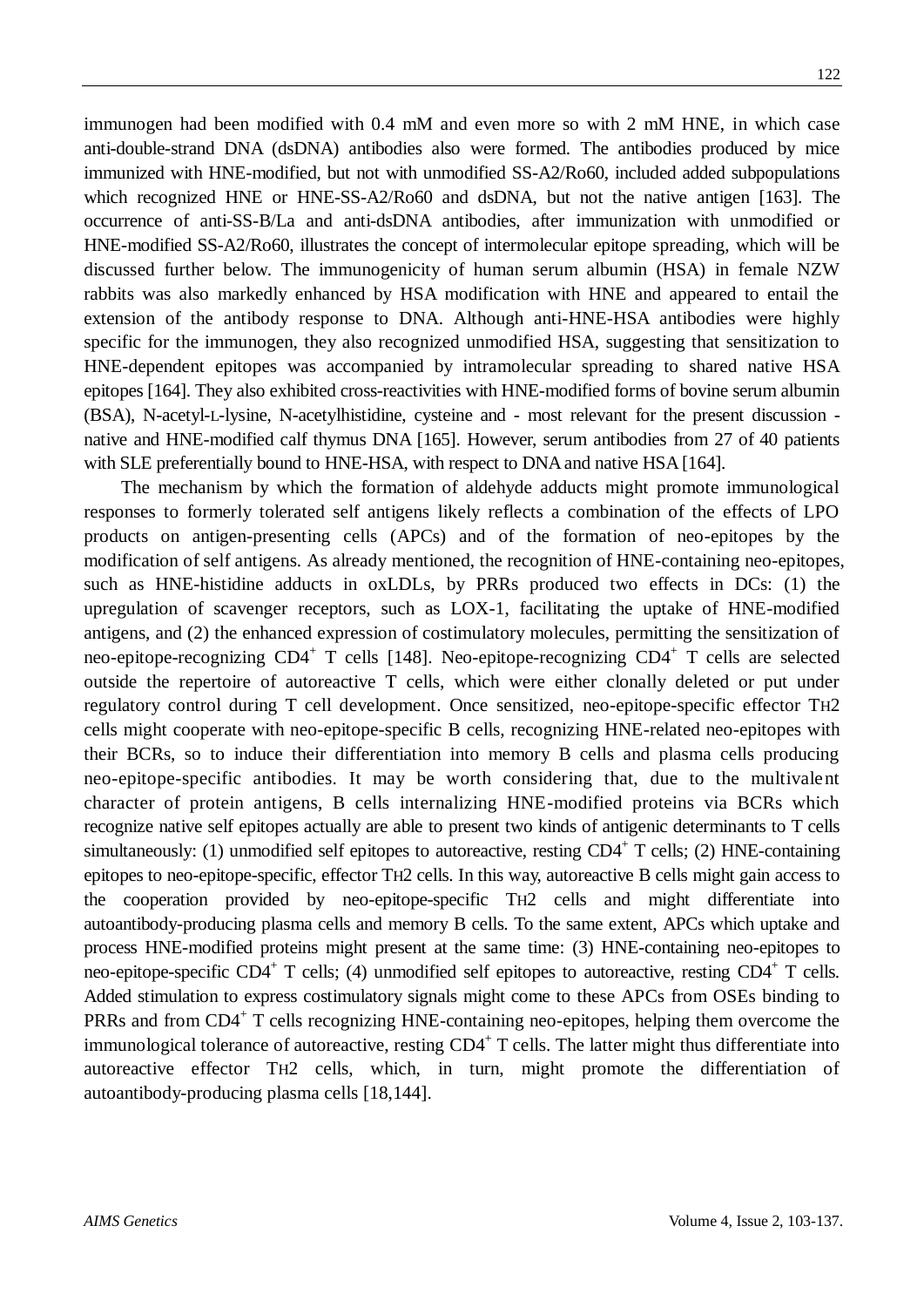immunogen had been modified with 0.4 mM and even more so with 2 mM HNE, in which case anti-double-strand DNA (dsDNA) antibodies also were formed. The antibodies produced by mice immunized with HNE-modified, but not with unmodified SS-A2/Ro60, included added subpopulations which recognized HNE or HNE-SS-A2/Ro60 and dsDNA, but not the native antigen [163]. The occurrence of anti-SS-B/La and anti-dsDNA antibodies, after immunization with unmodified or HNE-modified SS-A2/Ro60, illustrates the concept of intermolecular epitope spreading, which will be discussed further below. The immunogenicity of human serum albumin (HSA) in female NZW rabbits was also markedly enhanced by HSA modification with HNE and appeared to entail the extension of the antibody response to DNA. Although anti-HNE-HSA antibodies were highly specific for the immunogen, they also recognized unmodified HSA, suggesting that sensitization to HNE-dependent epitopes was accompanied by intramolecular spreading to shared native HSA epitopes [164]. They also exhibited cross-reactivities with HNE-modified forms of bovine serum albumin (BSA), N-acetyl-L-lysine, N-acetylhistidine, cysteine and - most relevant for the present discussion - native and HNE-modified calf thymus DNA [165]. However, serum antibodies from 27 of 40 patients with SLE preferentially bound to HNE-HSA, with respect to DNA and native HSA [164].

The mechanism by which the formation of aldehyde adducts might promote immunological responses to formerly tolerated self antigens likely reflects a combination of the effects of LPO products on antigen-presenting cells (APCs) and of the formation of neo-epitopes by the modification of self antigens. As already mentioned, the recognition of HNE-containing neo-epitopes, such as HNE-histidine adducts in oxLDLs, by PRRs produced two effects in DCs: (1) the upregulation of scavenger receptors, such as LOX-1, facilitating the uptake of HNE-modified antigens, and (2) the enhanced expression of costimulatory molecules, permitting the sensitization of neo-epitope-recognizing $CD4^+$ T cells [148]. Neo-epitope-recognizing $CD4^+$ T cells are selected outside the repertoire of autoreactive T cells, which were either clonally deleted or put under regulatory control during T cell development. Once sensitized, neo-epitope-specific effector $T_H2$ cells might cooperate with neo-epitope-specific B cells, recognizing HNE-related neo-epitopes with their BCRs, so to induce their differentiation into memory B cells and plasma cells producing neo-epitope-specific antibodies. It may be worth considering that, due to the multivalent character of protein antigens, B cells internalizing HNE-modified proteins via BCRs which recognize native self epitopes actually are able to present two kinds of antigenic determinants to T cells simultaneously: (1) unmodified self epitopes to autoreactive, resting $CD4^+$ T cells; (2) HNE-containing epitopes to neo-epitope-specific, effector $T_H2$ cells. In this way, autoreactive B cells might gain access to the cooperation provided by neo-epitope-specific $T_H2$ cells and might differentiate into autoantibody-producing plasma cells and memory B cells. To the same extent, APCs which uptake and process HNE-modified proteins might present at the same time: (3) HNE-containing neo-epitopes to neo-epitope-specific $CD4^+$ T cells; (4) unmodified self epitopes to autoreactive, resting $CD4^+$ T cells. Added stimulation to express costimulatory signals might come to these APCs from OSEs binding to PRRs and from $CD4^+$ T cells recognizing HNE-containing neo-epitopes, helping them overcome the immunological tolerance of autoreactive, resting $CD4^+$ T cells. The latter might thus differentiate into autoreactive effector $T_H2$ cells, which, in turn, might promote the differentiation of autoantibody-producing plasma cells [18,144].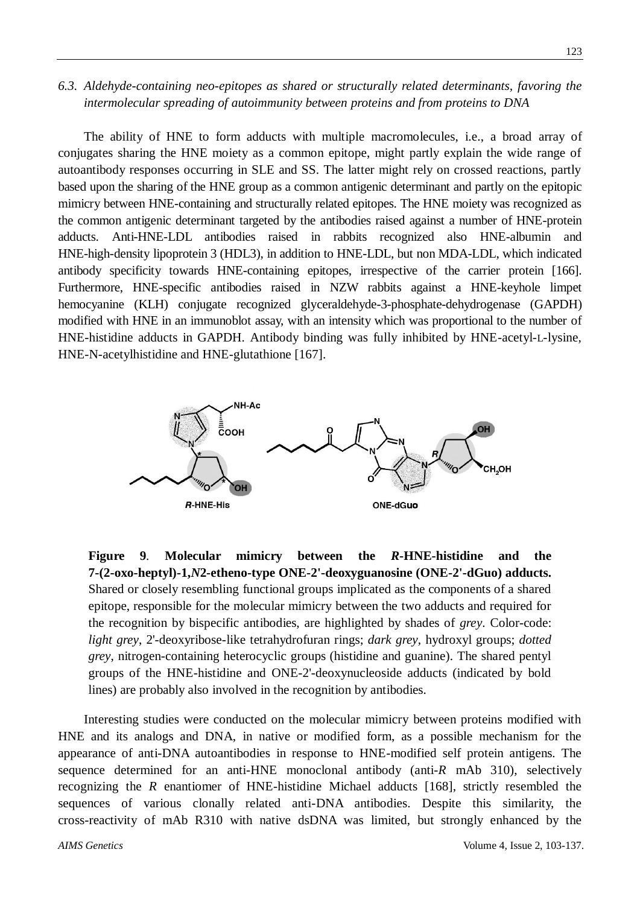### 6.3. Aldehyde-containing neo-epitopes as shared or structurally related determinants, favoring the intermolecular spreading of autoimmunity between proteins and from proteins to DNA

The ability of HNE to form adducts with multiple macromolecules, i.e., a broad array of conjugates sharing the HNE moiety as a common epitope, might partly explain the wide range of autoantibody responses occurring in SLE and SS. The latter might rely on crossed reactions, partly based upon the sharing of the HNE group as a common antigenic determinant and partly on the epitopic mimicry between HNE-containing and structurally related epitopes. The HNE moiety was recognized as the common antigenic determinant targeted by the antibodies raised against a number of HNE-protein adducts. Anti-HNE-LDL antibodies raised in rabbits recognized also HNE-albumin and HNE-high-density lipoprotein 3 (HDL3), in addition to HNE-LDL, but non MDA-LDL, which indicated antibody specificity towards HNE-containing epitopes, irrespective of the carrier protein [166]. Furthermore, HNE-specific antibodies raised in NZW rabbits against a HNE-keyhole limpet hemocyanine (KLH) conjugate recognized glyceraldehyde-3-phosphate-dehydrogenase (GAPDH) modified with HNE in an immunoblot assay, with an intensity which was proportional to the number of HNE-histidine adducts in GAPDH. Antibody binding was fully inhibited by HNE-acetyl-L-lysine, HNE-N-acetylhistidine and HNE-glutathione [167].

**Figure 9. Molecular mimicry between the *R*-HNE-histidine and the 7-(2-oxo-heptyl)-1,*N*2-etheno-type ONE-2'-deoxyguanosine (ONE-2'-dGuo) adducts.** Shared or closely resembling functional groups implicated as the components of a shared epitope, responsible for the molecular mimicry between the two adducts and required for the recognition by bispecific antibodies, are highlighted by shades of *grey*. Color-code: *light grey*, 2'-deoxyribose-like tetrahydrofuran rings; *dark grey*, hydroxyl groups; *dotted grey*, nitrogen-containing heterocyclic groups (histidine and guanine). The shared pentyl groups of the HNE-histidine and ONE-2'-deoxynucleoside adducts (indicated by bold lines) are probably also involved in the recognition by antibodies.

Interesting studies were conducted on the molecular mimicry between proteins modified with HNE and its analogs and DNA, in native or modified form, as a possible mechanism for the appearance of anti-DNA autoantibodies in response to HNE-modified self protein antigens. The sequence determined for an anti-HNE monoclonal antibody (anti-*R* mAb 310), selectively recognizing the *R* enantiomer of HNE-histidine Michael adducts [168], strictly resembled the sequences of various clonally related anti-DNA antibodies. Despite this similarity, the cross-reactivity of mAb R310 with native dsDNA was limited, but strongly enhanced by the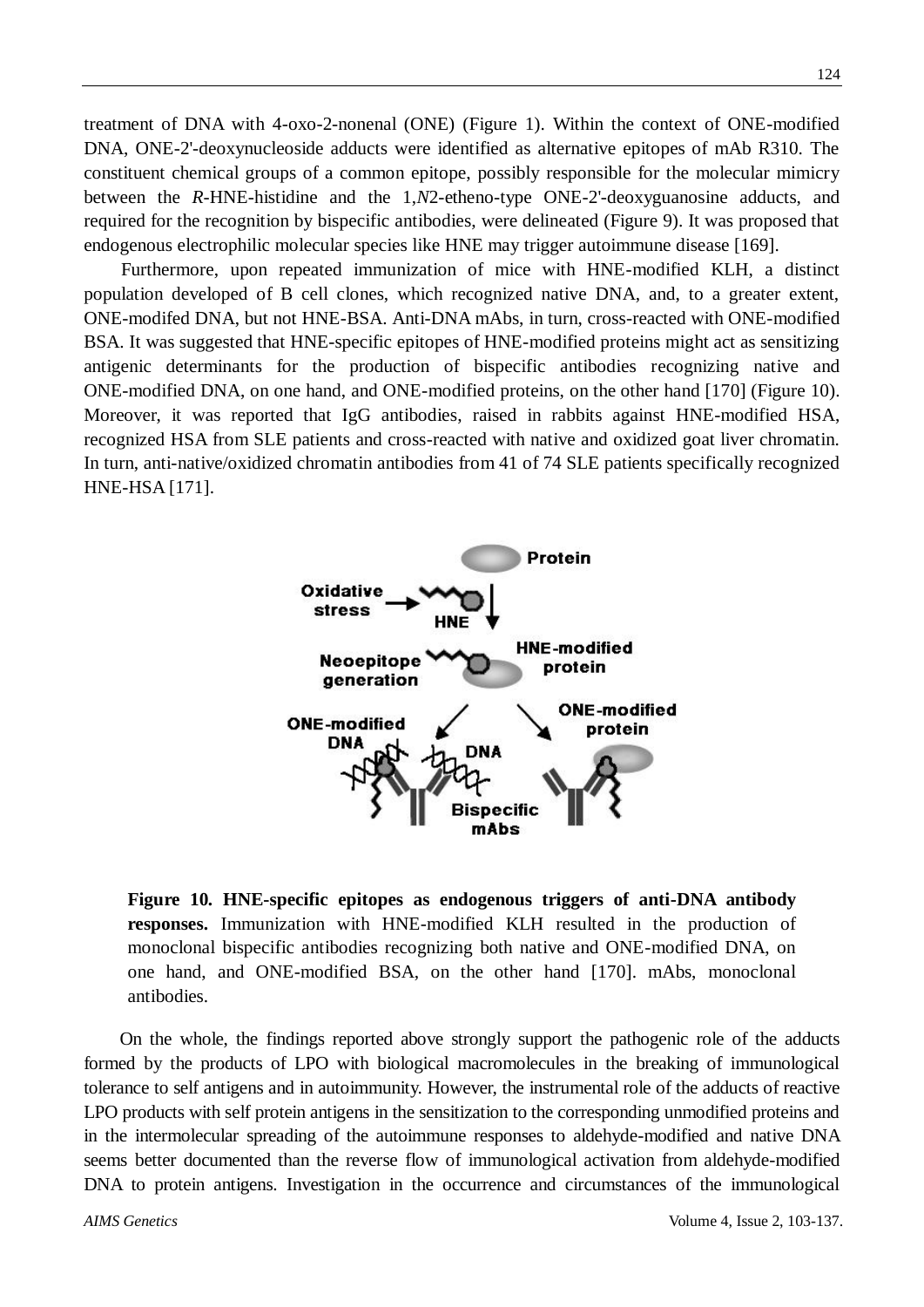treatment of DNA with 4-oxo-2-nonenal (ONE) (Figure 1). Within the context of ONE-modified DNA, ONE-2'-deoxynucleoside adducts were identified as alternative epitopes of mAb R310. The constituent chemical groups of a common epitope, possibly responsible for the molecular mimicry between the *R*-HNE-histidine and the 1,*N*2-etheno-type ONE-2'-deoxyguanosine adducts, and required for the recognition by bispecific antibodies, were delineated (Figure 9). It was proposed that endogenous electrophilic molecular species like HNE may trigger autoimmune disease [169].

Furthermore, upon repeated immunization of mice with HNE-modified KLH, a distinct population developed of B cell clones, which recognized native DNA, and, to a greater extent, ONE-modifed DNA, but not HNE-BSA. Anti-DNA mAbs, in turn, cross-reacted with ONE-modified BSA. It was suggested that HNE-specific epitopes of HNE-modified proteins might act as sensitizing antigenic determinants for the production of bispecific antibodies recognizing native and ONE-modified DNA, on one hand, and ONE-modified proteins, on the other hand [170] (Figure 10). Moreover, it was reported that IgG antibodies, raised in rabbits against HNE-modified HSA, recognized HSA from SLE patients and cross-reacted with native and oxidized goat liver chromatin. In turn, anti-native/oxidized chromatin antibodies from 41 of 74 SLE patients specifically recognized HNE-HSA [171].

**Figure 10. HNE-specific epitopes as endogenous triggers of anti-DNA antibody responses.** Immunization with HNE-modified KLH resulted in the production of monoclonal bispecific antibodies recognizing both native and ONE-modified DNA, on one hand, and ONE-modified BSA, on the other hand [170]. mAbs, monoclonal antibodies.

On the whole, the findings reported above strongly support the pathogenic role of the adducts formed by the products of LPO with biological macromolecules in the breaking of immunological tolerance to self antigens and in autoimmunity. However, the instrumental role of the adducts of reactive LPO products with self protein antigens in the sensitization to the corresponding unmodified proteins and in the intermolecular spreading of the autoimmune responses to aldehyde-modified and native DNA seems better documented than the reverse flow of immunological activation from aldehyde-modified DNA to protein antigens. Investigation in the occurrence and circumstances of the immunological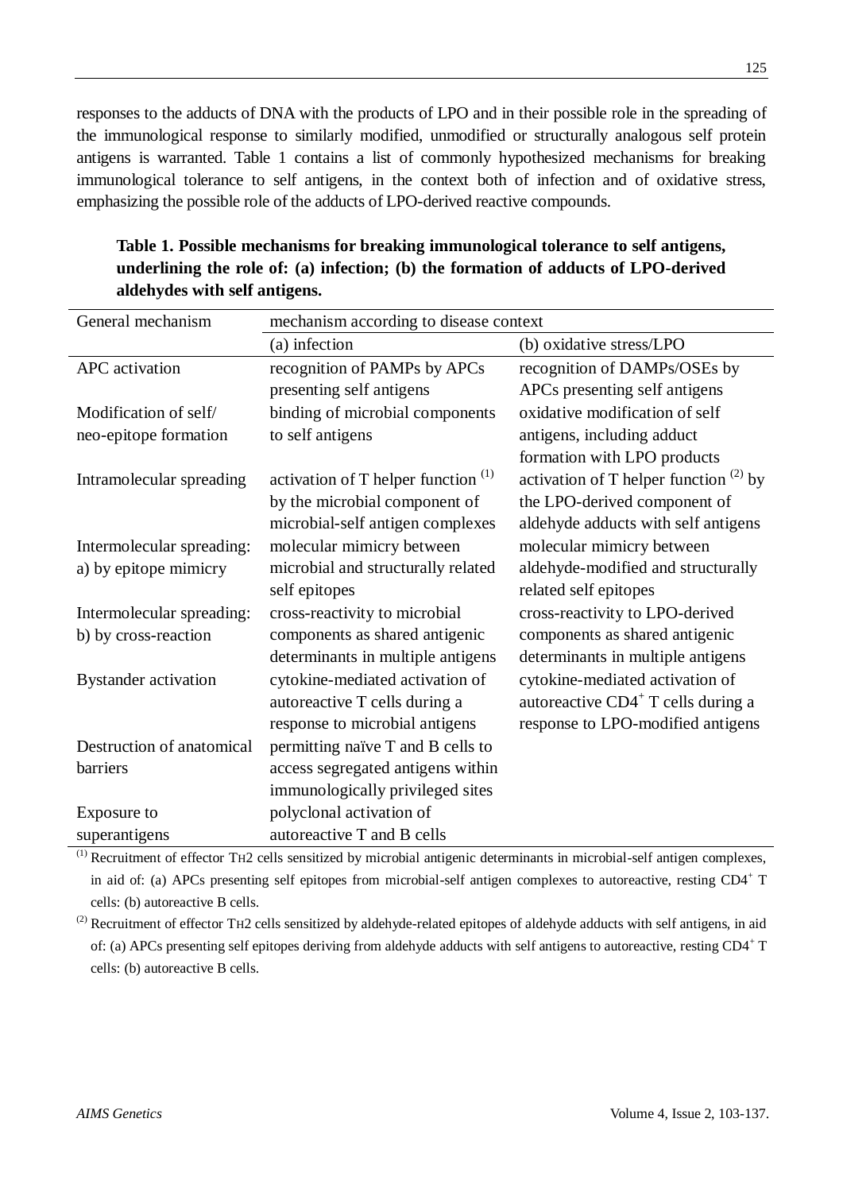responses to the adducts of DNA with the products of LPO and in their possible role in the spreading of the immunological response to similarly modified, unmodified or structurally analogous self protein antigens is warranted. Table 1 contains a list of commonly hypothesized mechanisms for breaking immunological tolerance to self antigens, in the context both of infection and of oxidative stress, emphasizing the possible role of the adducts of LPO-derived reactive compounds.

**Table 1. Possible mechanisms for breaking immunological tolerance to self antigens, underlining the role of: (a) infection; (b) the formation of adducts of LPO-derived aldehydes with self antigens.**

| General mechanism | mechanism according to disease context | |
|---|---|---|
| | (a) infection | (b) oxidative stress/LPO |
| APC activation | recognition of PAMPs by APCs presenting self antigens | recognition of DAMPs/OSEs by APCs presenting self antigens |
| Modification of self/ neo-epitope formation | binding of microbial components to self antigens | oxidative modification of self antigens, including adduct formation with LPO products |
| Intramolecular spreading | activation of T helper function [(1)] by the microbial component of microbial-self antigen complexes | activation of T helper function [(2)] by the LPO-derived component of aldehyde adducts with self antigens |
| Intermolecular spreading: a) by epitope mimicry | molecular mimicry between microbial and structurally related self epitopes | molecular mimicry between aldehyde-modified and structurally related self epitopes |
| Intermolecular spreading: b) by cross-reaction | cross-reactivity to microbial components as shared antigenic determinants in multiple antigens | cross-reactivity to LPO-derived components as shared antigenic determinants in multiple antigens |
| Bystander activation | cytokine-mediated activation of autoreactive T cells during a response to microbial antigens | cytokine-mediated activation of autoreactive $CD4^+$ T cells during a response to LPO-modified antigens |
| Destruction of anatomical barriers | permitting naïve T and B cells to access segregated antigens within immunologically privileged sites | |
| Exposure to superantigens | polyclonal activation of autoreactive T and B cells | |

[(1)] Recruitment of effector TH2 cells sensitized by microbial antigenic determinants in microbial-self antigen complexes, in aid of: (a) APCs presenting self epitopes from microbial-self antigen complexes to autoreactive, resting $CD4^+$ T cells: (b) autoreactive B cells.

[(2)] Recruitment of effector TH2 cells sensitized by aldehyde-related epitopes of aldehyde adducts with self antigens, in aid of: (a) APCs presenting self epitopes deriving from aldehyde adducts with self antigens to autoreactive, resting $CD4^+$ T cells: (b) autoreactive B cells.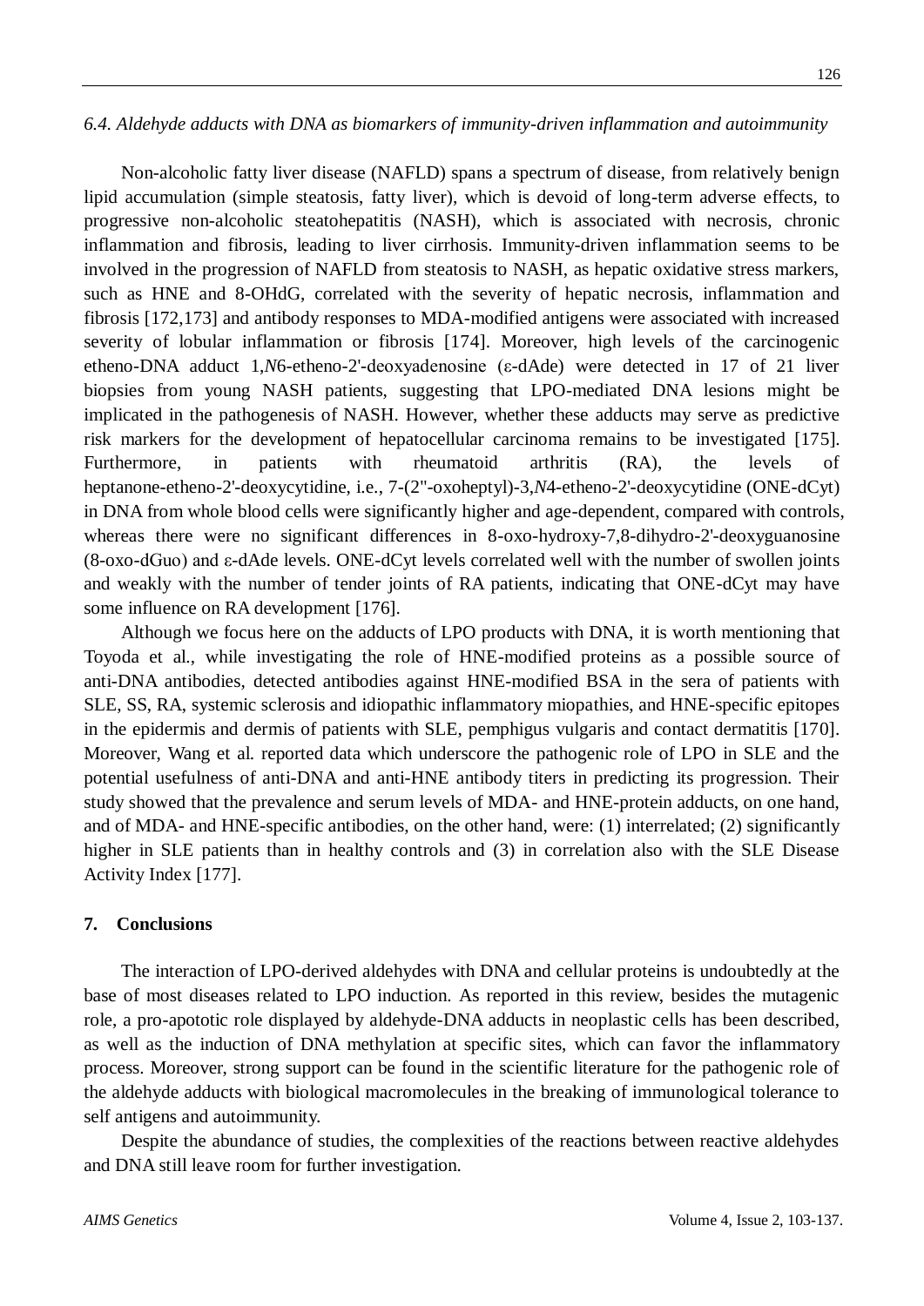### *6.4. Aldehyde adducts with DNA as biomarkers of immunity-driven inflammation and autoimmunity*

Non-alcoholic fatty liver disease (NAFLD) spans a spectrum of disease, from relatively benign lipid accumulation (simple steatosis, fatty liver), which is devoid of long-term adverse effects, to progressive non-alcoholic steatohepatitis (NASH), which is associated with necrosis, chronic inflammation and fibrosis, leading to liver cirrhosis. Immunity-driven inflammation seems to be involved in the progression of NAFLD from steatosis to NASH, as hepatic oxidative stress markers, such as HNE and 8-OHdG, correlated with the severity of hepatic necrosis, inflammation and fibrosis [172,173] and antibody responses to MDA-modified antigens were associated with increased severity of lobular inflammation or fibrosis [174]. Moreover, high levels of the carcinogenic etheno-DNA adduct 1,*N*6-etheno-2'-deoxyadenosine (ε-dAde) were detected in 17 of 21 liver biopsies from young NASH patients, suggesting that LPO-mediated DNA lesions might be implicated in the pathogenesis of NASH. However, whether these adducts may serve as predictive risk markers for the development of hepatocellular carcinoma remains to be investigated [175]. Furthermore, in patients with rheumatoid arthritis (RA), the levels of heptanone-etheno-2'-deoxycytidine, i.e., 7-(2''-oxoheptyl)-3,*N*4-etheno-2'-deoxycytidine (ONE-dCyt) in DNA from whole blood cells were significantly higher and age-dependent, compared with controls, whereas there were no significant differences in 8-oxo-hydroxy-7,8-dihydro-2'-deoxyguanosine (8-oxo-dGuo) and ε-dAde levels. ONE-dCyt levels correlated well with the number of swollen joints and weakly with the number of tender joints of RA patients, indicating that ONE-dCyt may have some influence on RA development [176].

Although we focus here on the adducts of LPO products with DNA, it is worth mentioning that Toyoda et al., while investigating the role of HNE-modified proteins as a possible source of anti-DNA antibodies, detected antibodies against HNE-modified BSA in the sera of patients with SLE, SS, RA, systemic sclerosis and idiopathic inflammatory miopathies, and HNE-specific epitopes in the epidermis and dermis of patients with SLE, pemphigus vulgaris and contact dermatitis [170]. Moreover, Wang et al. reported data which underscore the pathogenic role of LPO in SLE and the potential usefulness of anti-DNA and anti-HNE antibody titers in predicting its progression. Their study showed that the prevalence and serum levels of MDA- and HNE-protein adducts, on one hand, and of MDA- and HNE-specific antibodies, on the other hand, were: (1) interrelated; (2) significantly higher in SLE patients than in healthy controls and (3) in correlation also with the SLE Disease Activity Index [177].

## 7. Conclusions

The interaction of LPO-derived aldehydes with DNA and cellular proteins is undoubtedly at the base of most diseases related to LPO induction. As reported in this review, besides the mutagenic role, a pro-apototic role displayed by aldehyde-DNA adducts in neoplastic cells has been described, as well as the induction of DNA methylation at specific sites, which can favor the inflammatory process. Moreover, strong support can be found in the scientific literature for the pathogenic role of the aldehyde adducts with biological macromolecules in the breaking of immunological tolerance to self antigens and autoimmunity.

Despite the abundance of studies, the complexities of the reactions between reactive aldehydes and DNA still leave room for further investigation.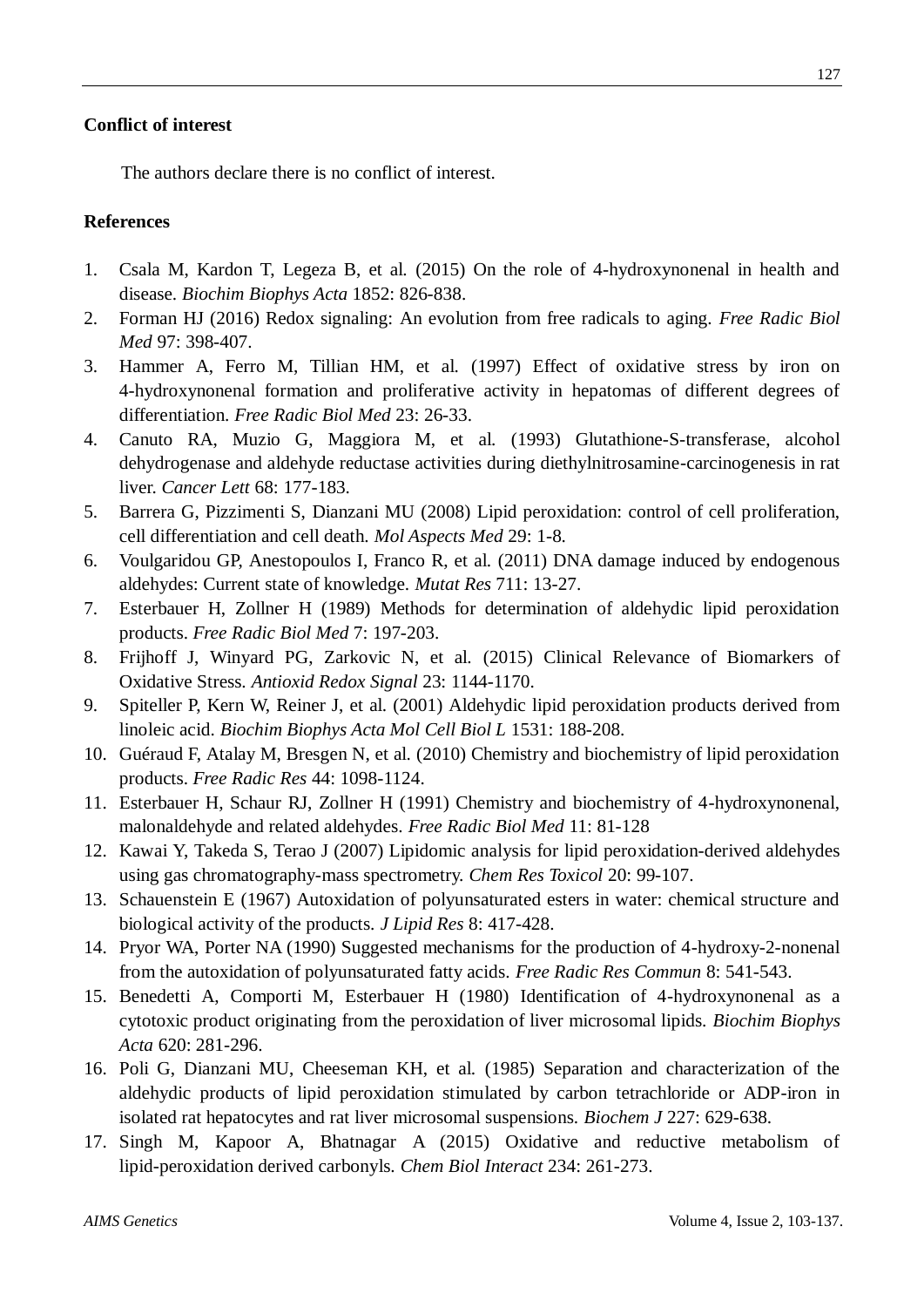**Conflict of interest**

The authors declare there is no conflict of interest.

**References**

1. Csala M, Kardon T, Legeza B, et al. (2015) On the role of 4-hydroxynonenal in health and disease. *Biochim Biophys Acta* 1852: 826-838.
2. Forman HJ (2016) Redox signaling: An evolution from free radicals to aging. *Free Radic Biol Med* 97: 398-407.
3. Hammer A, Ferro M, Tillian HM, et al. (1997) Effect of oxidative stress by iron on 4-hydroxynonenal formation and proliferative activity in hepatomas of different degrees of differentiation. *Free Radic Biol Med* 23: 26-33.
4. Canuto RA, Muzio G, Maggiora M, et al. (1993) Glutathione-S-transferase, alcohol dehydrogenase and aldehyde reductase activities during diethylnitrosamine-carcinogenesis in rat liver. *Cancer Lett* 68: 177-183.
5. Barrera G, Pizzimenti S, Dianzani MU (2008) Lipid peroxidation: control of cell proliferation, cell differentiation and cell death. *Mol Aspects Med* 29: 1-8.
6. Voulgaridou GP, Anestopoulos I, Franco R, et al. (2011) DNA damage induced by endogenous aldehydes: Current state of knowledge. *Mutat Res* 711: 13-27.
7. Esterbauer H, Zollner H (1989) Methods for determination of aldehydic lipid peroxidation products. *Free Radic Biol Med* 7: 197-203.
8. Frijhoff J, Winyard PG, Zarkovic N, et al. (2015) Clinical Relevance of Biomarkers of Oxidative Stress. *Antioxid Redox Signal* 23: 1144-1170.
9. Spiteller P, Kern W, Reiner J, et al. (2001) Aldehydic lipid peroxidation products derived from linoleic acid. *Biochim Biophys Acta Mol Cell Biol L* 1531: 188-208.
10. Guéraud F, Atalay M, Bresgen N, et al. (2010) Chemistry and biochemistry of lipid peroxidation products. *Free Radic Res* 44: 1098-1124.
11. Esterbauer H, Schaur RJ, Zollner H (1991) Chemistry and biochemistry of 4-hydroxynonenal, malonaldehyde and related aldehydes. *Free Radic Biol Med* 11: 81-128
12. Kawai Y, Takeda S, Terao J (2007) Lipidomic analysis for lipid peroxidation-derived aldehydes using gas chromatography-mass spectrometry. *Chem Res Toxicol* 20: 99-107.
13. Schauenstein E (1967) Autoxidation of polyunsaturated esters in water: chemical structure and biological activity of the products. *J Lipid Res* 8: 417-428.
14. Pryor WA, Porter NA (1990) Suggested mechanisms for the production of 4-hydroxy-2-nonenal from the autoxidation of polyunsaturated fatty acids. *Free Radic Res Commun* 8: 541-543.
15. Benedetti A, Comporti M, Esterbauer H (1980) Identification of 4-hydroxynonenal as a cytotoxic product originating from the peroxidation of liver microsomal lipids. *Biochim Biophys Acta* 620: 281-296.
16. Poli G, Dianzani MU, Cheeseman KH, et al. (1985) Separation and characterization of the aldehydic products of lipid peroxidation stimulated by carbon tetrachloride or ADP-iron in isolated rat hepatocytes and rat liver microsomal suspensions. *Biochem J* 227: 629-638.
17. Singh M, Kapoor A, Bhatnagar A (2015) Oxidative and reductive metabolism of lipid-peroxidation derived carbonyls. *Chem Biol Interact* 234: 261-273.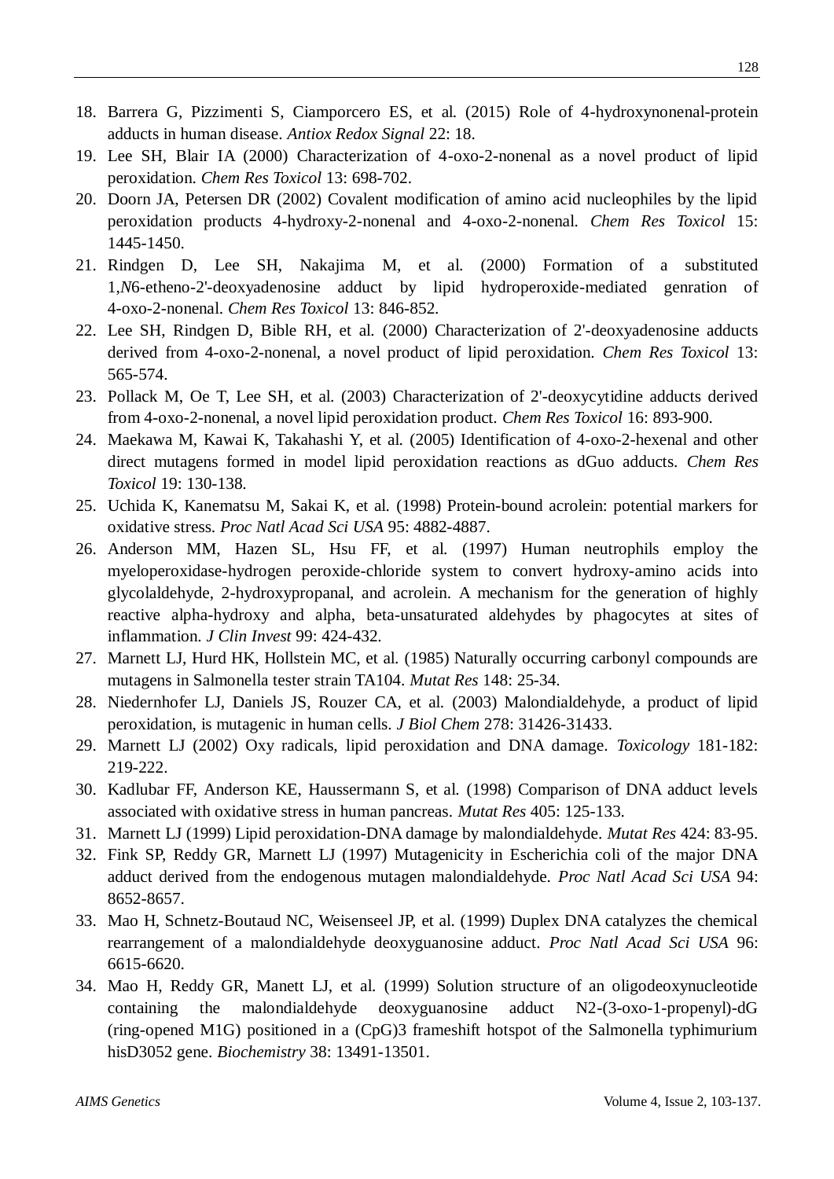18. Barrera G, Pizzimenti S, Ciamporcero ES, et al. (2015) Role of 4-hydroxynonenal-protein adducts in human disease. *Antiox Redox Signal* 22: 18.
19. Lee SH, Blair IA (2000) Characterization of 4-oxo-2-nonenal as a novel product of lipid peroxidation. *Chem Res Toxicol* 13: 698-702.
20. Doorn JA, Petersen DR (2002) Covalent modification of amino acid nucleophiles by the lipid peroxidation products 4-hydroxy-2-nonenal and 4-oxo-2-nonenal. *Chem Res Toxicol* 15: 1445-1450.
21. Rindgen D, Lee SH, Nakajima M, et al. (2000) Formation of a substituted 1,*N*6-etheno-2'-deoxyadenosine adduct by lipid hydroperoxide-mediated genration of 4-oxo-2-nonenal. *Chem Res Toxicol* 13: 846-852.
22. Lee SH, Rindgen D, Bible RH, et al. (2000) Characterization of 2'-deoxyadenosine adducts derived from 4-oxo-2-nonenal, a novel product of lipid peroxidation. *Chem Res Toxicol* 13: 565-574.
23. Pollack M, Oe T, Lee SH, et al. (2003) Characterization of 2'-deoxycytidine adducts derived from 4-oxo-2-nonenal, a novel lipid peroxidation product. *Chem Res Toxicol* 16: 893-900.
24. Maekawa M, Kawai K, Takahashi Y, et al. (2005) Identification of 4-oxo-2-hexenal and other direct mutagens formed in model lipid peroxidation reactions as dGuo adducts. *Chem Res Toxicol* 19: 130-138.
25. Uchida K, Kanematsu M, Sakai K, et al. (1998) Protein-bound acrolein: potential markers for oxidative stress. *Proc Natl Acad Sci USA* 95: 4882-4887.
26. Anderson MM, Hazen SL, Hsu FF, et al. (1997) Human neutrophils employ the myeloperoxidase-hydrogen peroxide-chloride system to convert hydroxy-amino acids into glycolaldehyde, 2-hydroxypropanal, and acrolein. A mechanism for the generation of highly reactive alpha-hydroxy and alpha, beta-unsaturated aldehydes by phagocytes at sites of inflammation. *J Clin Invest* 99: 424-432.
27. Marnett LJ, Hurd HK, Hollstein MC, et al. (1985) Naturally occurring carbonyl compounds are mutagens in Salmonella tester strain TA104. *Mutat Res* 148: 25-34.
28. Niedernhofer LJ, Daniels JS, Rouzer CA, et al. (2003) Malondialdehyde, a product of lipid peroxidation, is mutagenic in human cells. *J Biol Chem* 278: 31426-31433.
29. Marnett LJ (2002) Oxy radicals, lipid peroxidation and DNA damage. *Toxicology* 181-182: 219-222.
30. Kadlubar FF, Anderson KE, Haussermann S, et al. (1998) Comparison of DNA adduct levels associated with oxidative stress in human pancreas. *Mutat Res* 405: 125-133.
31. Marnett LJ (1999) Lipid peroxidation-DNA damage by malondialdehyde. *Mutat Res* 424: 83-95.
32. Fink SP, Reddy GR, Marnett LJ (1997) Mutagenicity in Escherichia coli of the major DNA adduct derived from the endogenous mutagen malondialdehyde. *Proc Natl Acad Sci USA* 94: 8652-8657.
33. Mao H, Schnetz-Boutaud NC, Weisenseel JP, et al. (1999) Duplex DNA catalyzes the chemical rearrangement of a malondialdehyde deoxyguanosine adduct. *Proc Natl Acad Sci USA* 96: 6615-6620.
34. Mao H, Reddy GR, Manett LJ, et al. (1999) Solution structure of an oligodeoxynucleotide containing the malondialdehyde deoxyguanosine adduct N2-(3-oxo-1-propenyl)-dG (ring-opened M1G) positioned in a (CpG)3 frameshift hotspot of the Salmonella typhimurium hisD3052 gene. *Biochemistry* 38: 13491-13501.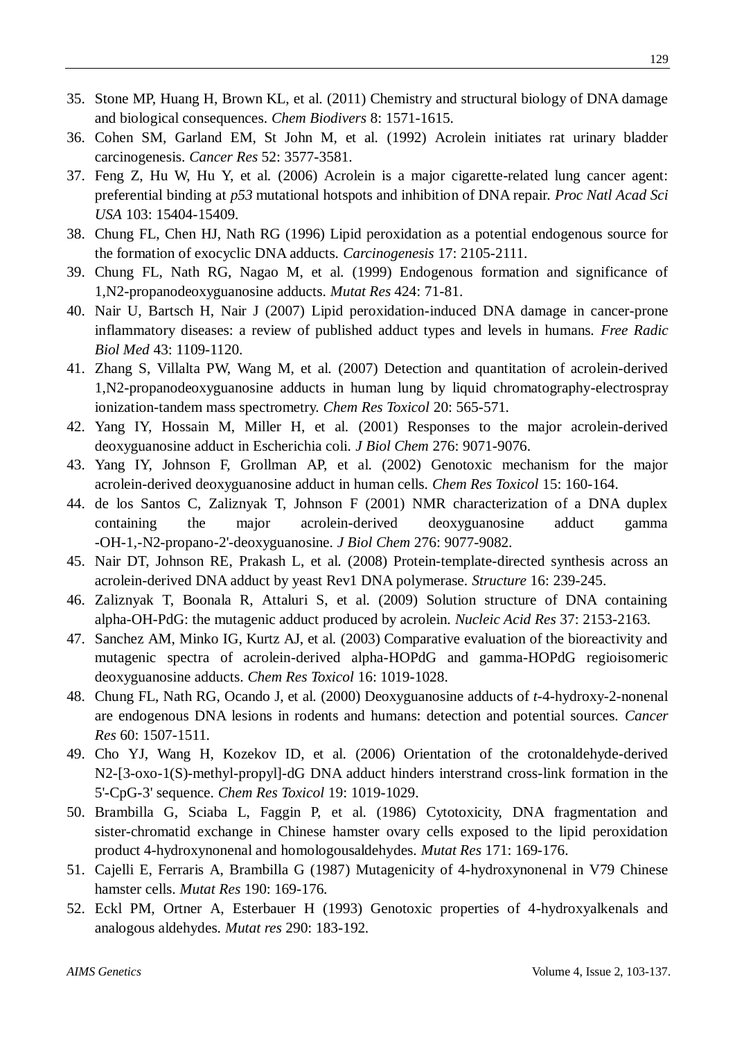35. Stone MP, Huang H, Brown KL, et al. (2011) Chemistry and structural biology of DNA damage and biological consequences. *Chem Biodivers* 8: 1571-1615.
36. Cohen SM, Garland EM, St John M, et al. (1992) Acrolein initiates rat urinary bladder carcinogenesis. *Cancer Res* 52: 3577-3581.
37. Feng Z, Hu W, Hu Y, et al. (2006) Acrolein is a major cigarette-related lung cancer agent: preferential binding at *p53* mutational hotspots and inhibition of DNA repair. *Proc Natl Acad Sci USA* 103: 15404-15409.
38. Chung FL, Chen HJ, Nath RG (1996) Lipid peroxidation as a potential endogenous source for the formation of exocyclic DNA adducts. *Carcinogenesis* 17: 2105-2111.
39. Chung FL, Nath RG, Nagao M, et al. (1999) Endogenous formation and significance of 1,N2-propanodeoxyguanosine adducts. *Mutat Res* 424: 71-81.
40. Nair U, Bartsch H, Nair J (2007) Lipid peroxidation-induced DNA damage in cancer-prone inflammatory diseases: a review of published adduct types and levels in humans. *Free Radic Biol Med* 43: 1109-1120.
41. Zhang S, Villalta PW, Wang M, et al. (2007) Detection and quantitation of acrolein-derived 1,N2-propanodeoxyguanosine adducts in human lung by liquid chromatography-electrospray ionization-tandem mass spectrometry. *Chem Res Toxicol* 20: 565-571.
42. Yang IY, Hossain M, Miller H, et al. (2001) Responses to the major acrolein-derived deoxyguanosine adduct in Escherichia coli. *J Biol Chem* 276: 9071-9076.
43. Yang IY, Johnson F, Grollman AP, et al. (2002) Genotoxic mechanism for the major acrolein-derived deoxyguanosine adduct in human cells. *Chem Res Toxicol* 15: 160-164.
44. de los Santos C, Zaliznyak T, Johnson F (2001) NMR characterization of a DNA duplex containing the major acrolein-derived deoxyguanosine adduct gamma -OH-1,-N2-propano-2'-deoxyguanosine. *J Biol Chem* 276: 9077-9082.
45. Nair DT, Johnson RE, Prakash L, et al. (2008) Protein-template-directed synthesis across an acrolein-derived DNA adduct by yeast Rev1 DNA polymerase. *Structure* 16: 239-245.
46. Zaliznyak T, Boonala R, Attaluri S, et al. (2009) Solution structure of DNA containing alpha-OH-PdG: the mutagenic adduct produced by acrolein. *Nucleic Acid Res* 37: 2153-2163.
47. Sanchez AM, Minko IG, Kurtz AJ, et al. (2003) Comparative evaluation of the bioreactivity and mutagenic spectra of acrolein-derived alpha-HOPdG and gamma-HOPdG regioisomeric deoxyguanosine adducts. *Chem Res Toxicol* 16: 1019-1028.
48. Chung FL, Nath RG, Ocando J, et al. (2000) Deoxyguanosine adducts of *t*-4-hydroxy-2-nonenal are endogenous DNA lesions in rodents and humans: detection and potential sources. *Cancer Res* 60: 1507-1511.
49. Cho YJ, Wang H, Kozekov ID, et al. (2006) Orientation of the crotonaldehyde-derived N2-[3-oxo-1(S)-methyl-propyl]-dG DNA adduct hinders interstrand cross-link formation in the 5'-CpG-3' sequence. *Chem Res Toxicol* 19: 1019-1029.
50. Brambilla G, Sciaba L, Faggin P, et al. (1986) Cytotoxicity, DNA fragmentation and sister-chromatid exchange in Chinese hamster ovary cells exposed to the lipid peroxidation product 4-hydroxynonenal and homologousaldehydes. *Mutat Res* 171: 169-176.
51. Cajelli E, Ferraris A, Brambilla G (1987) Mutagenicity of 4-hydroxynonenal in V79 Chinese hamster cells. *Mutat Res* 190: 169-176.
52. Eckl PM, Ortner A, Esterbauer H (1993) Genotoxic properties of 4-hydroxyalkenals and analogous aldehydes. *Mutat res* 290: 183-192.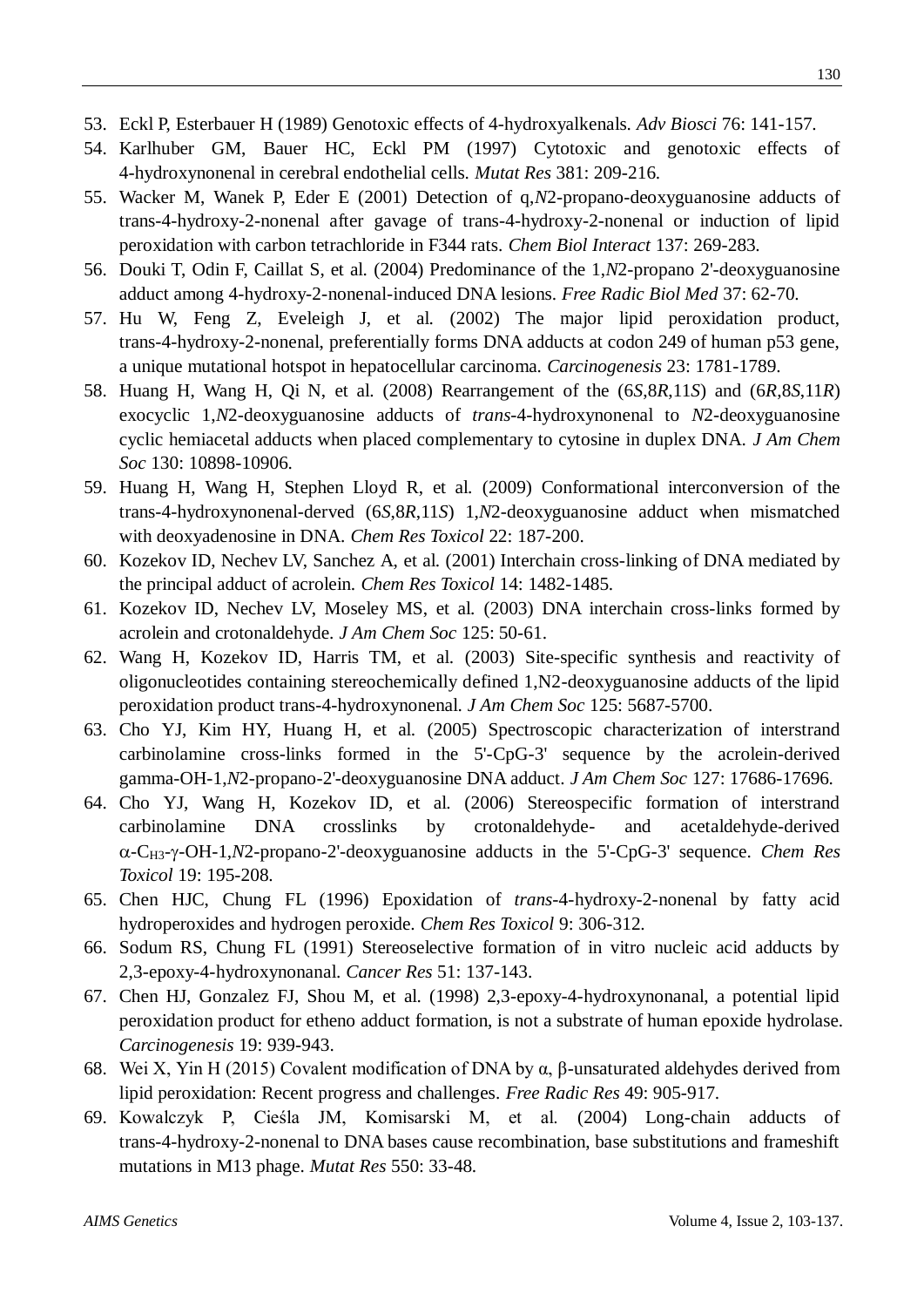53. Eckl P, Esterbauer H (1989) Genotoxic effects of 4-hydroxyalkenals. *Adv Biosci* 76: 141-157.
54. Karlhuber GM, Bauer HC, Eckl PM (1997) Cytotoxic and genotoxic effects of 4-hydroxynonenal in cerebral endothelial cells. *Mutat Res* 381: 209-216.
55. Wacker M, Wanek P, Eder E (2001) Detection of q,*N*2-propano-deoxyguanosine adducts of trans-4-hydroxy-2-nonenal after gavage of trans-4-hydroxy-2-nonenal or induction of lipid peroxidation with carbon tetrachloride in F344 rats. *Chem Biol Interact* 137: 269-283.
56. Douki T, Odin F, Caillat S, et al. (2004) Predominance of the 1,*N*2-propano 2'-deoxyguanosine adduct among 4-hydroxy-2-nonenal-induced DNA lesions. *Free Radic Biol Med* 37: 62-70.
57. Hu W, Feng Z, Eveleigh J, et al. (2002) The major lipid peroxidation product, trans-4-hydroxy-2-nonenal, preferentially forms DNA adducts at codon 249 of human p53 gene, a unique mutational hotspot in hepatocellular carcinoma. *Carcinogenesis* 23: 1781-1789.
58. Huang H, Wang H, Qi N, et al. (2008) Rearrangement of the (6*S*,8*R*,11*S*) and (6*R*,8*S*,11*R*) exocyclic 1,*N*2-deoxyguanosine adducts of *trans*-4-hydroxynonenal to *N*2-deoxyguanosine cyclic hemiacetal adducts when placed complementary to cytosine in duplex DNA. *J Am Chem Soc* 130: 10898-10906.
59. Huang H, Wang H, Stephen Lloyd R, et al. (2009) Conformational interconversion of the trans-4-hydroxynonenal-derved (6*S*,8*R*,11*S*) 1,*N*2-deoxyguanosine adduct when mismatched with deoxyadenosine in DNA. *Chem Res Toxicol* 22: 187-200.
60. Kozekov ID, Nechev LV, Sanchez A, et al. (2001) Interchain cross-linking of DNA mediated by the principal adduct of acrolein. *Chem Res Toxicol* 14: 1482-1485.
61. Kozekov ID, Nechev LV, Moseley MS, et al. (2003) DNA interchain cross-links formed by acrolein and crotonaldehyde. *J Am Chem Soc* 125: 50-61.
62. Wang H, Kozekov ID, Harris TM, et al. (2003) Site-specific synthesis and reactivity of oligonucleotides containing stereochemically defined 1,N2-deoxyguanosine adducts of the lipid peroxidation product trans-4-hydroxynonenal. *J Am Chem Soc* 125: 5687-5700.
63. Cho YJ, Kim HY, Huang H, et al. (2005) Spectroscopic characterization of interstrand carbinolamine cross-links formed in the 5'-CpG-3' sequence by the acrolein-derived gamma-OH-1,*N*2-propano-2'-deoxyguanosine DNA adduct. *J Am Chem Soc* 127: 17686-17696.
64. Cho YJ, Wang H, Kozekov ID, et al. (2006) Stereospecific formation of interstrand carbinolamine DNA crosslinks by crotonaldehyde- and acetaldehyde-derived α-$C_{H3}$-γ-OH-1,*N*2-propano-2'-deoxyguanosine adducts in the 5'-CpG-3' sequence. *Chem Res Toxicol* 19: 195-208.
65. Chen HJC, Chung FL (1996) Epoxidation of *trans*-4-hydroxy-2-nonenal by fatty acid hydroperoxides and hydrogen peroxide. *Chem Res Toxicol* 9: 306-312.
66. Sodum RS, Chung FL (1991) Stereoselective formation of in vitro nucleic acid adducts by 2,3-epoxy-4-hydroxynonanal. *Cancer Res* 51: 137-143.
67. Chen HJ, Gonzalez FJ, Shou M, et al. (1998) 2,3-epoxy-4-hydroxynonanal, a potential lipid peroxidation product for etheno adduct formation, is not a substrate of human epoxide hydrolase. *Carcinogenesis* 19: 939-943.
68. Wei X, Yin H (2015) Covalent modification of DNA by α, β-unsaturated aldehydes derived from lipid peroxidation: Recent progress and challenges. *Free Radic Res* 49: 905-917.
69. Kowalczyk P, Cieśla JM, Komisarski M, et al. (2004) Long-chain adducts of trans-4-hydroxy-2-nonenal to DNA bases cause recombination, base substitutions and frameshift mutations in M13 phage. *Mutat Res* 550: 33-48.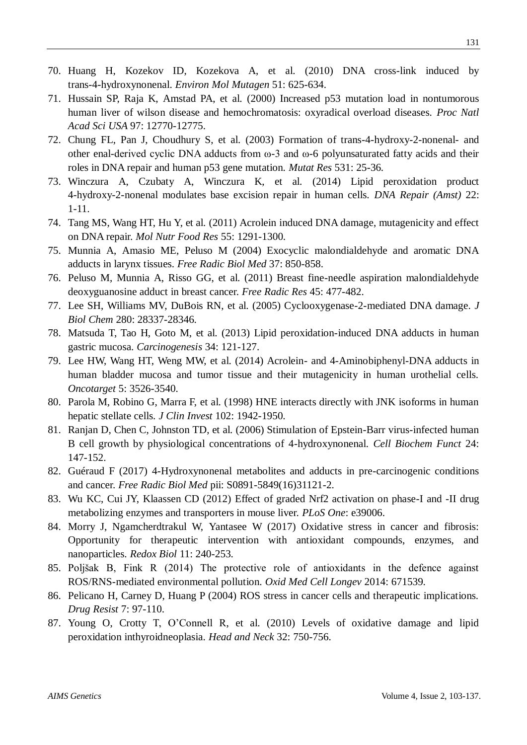70. Huang H, Kozekov ID, Kozekova A, et al. (2010) DNA cross-link induced by trans-4-hydroxynonenal. *Environ Mol Mutagen* 51: 625-634.
71. Hussain SP, Raja K, Amstad PA, et al. (2000) Increased p53 mutation load in nontumorous human liver of wilson disease and hemochromatosis: oxyradical overload diseases. *Proc Natl Acad Sci USA* 97: 12770-12775.
72. Chung FL, Pan J, Choudhury S, et al. (2003) Formation of trans-4-hydroxy-2-nonenal- and other enal-derived cyclic DNA adducts from ω-3 and ω-6 polyunsaturated fatty acids and their roles in DNA repair and human p53 gene mutation. *Mutat Res* 531: 25-36.
73. Winczura A, Czubaty A, Winczura K, et al. (2014) Lipid peroxidation product 4-hydroxy-2-nonenal modulates base excision repair in human cells. *DNA Repair (Amst)* 22: 1-11.
74. Tang MS, Wang HT, Hu Y, et al. (2011) Acrolein induced DNA damage, mutagenicity and effect on DNA repair. *Mol Nutr Food Res* 55: 1291-1300.
75. Munnia A, Amasio ME, Peluso M (2004) Exocyclic malondialdehyde and aromatic DNA adducts in larynx tissues. *Free Radic Biol Med* 37: 850-858.
76. Peluso M, Munnia A, Risso GG, et al. (2011) Breast fine-needle aspiration malondialdehyde deoxyguanosine adduct in breast cancer. *Free Radic Res* 45: 477-482.
77. Lee SH, Williams MV, DuBois RN, et al. (2005) Cyclooxygenase-2-mediated DNA damage. *J Biol Chem* 280: 28337-28346.
78. Matsuda T, Tao H, Goto M, et al. (2013) Lipid peroxidation-induced DNA adducts in human gastric mucosa. *Carcinogenesis* 34: 121-127.
79. Lee HW, Wang HT, Weng MW, et al. (2014) Acrolein- and 4-Aminobiphenyl-DNA adducts in human bladder mucosa and tumor tissue and their mutagenicity in human urothelial cells. *Oncotarget* 5: 3526-3540.
80. Parola M, Robino G, Marra F, et al. (1998) HNE interacts directly with JNK isoforms in human hepatic stellate cells. *J Clin Invest* 102: 1942-1950.
81. Ranjan D, Chen C, Johnston TD, et al. (2006) Stimulation of Epstein-Barr virus-infected human B cell growth by physiological concentrations of 4-hydroxynonenal. *Cell Biochem Funct* 24: 147-152.
82. Guéraud F (2017) 4-Hydroxynonenal metabolites and adducts in pre-carcinogenic conditions and cancer. *Free Radic Biol Med* pii: S0891-5849(16)31121-2.
83. Wu KC, Cui JY, Klaassen CD (2012) Effect of graded Nrf2 activation on phase-I and -II drug metabolizing enzymes and transporters in mouse liver. *PLoS One*: e39006.
84. Morry J, Ngamcherdtrakul W, Yantasee W (2017) Oxidative stress in cancer and fibrosis: Opportunity for therapeutic intervention with antioxidant compounds, enzymes, and nanoparticles. *Redox Biol* 11: 240-253.
85. Poljšak B, Fink R (2014) The protective role of antioxidants in the defence against ROS/RNS-mediated environmental pollution. *Oxid Med Cell Longev* 2014: 671539.
86. Pelicano H, Carney D, Huang P (2004) ROS stress in cancer cells and therapeutic implications. *Drug Resist* 7: 97-110.
87. Young O, Crotty T, O'Connell R, et al. (2010) Levels of oxidative damage and lipid peroxidation inthyroidneoplasia. *Head and Neck* 32: 750-756.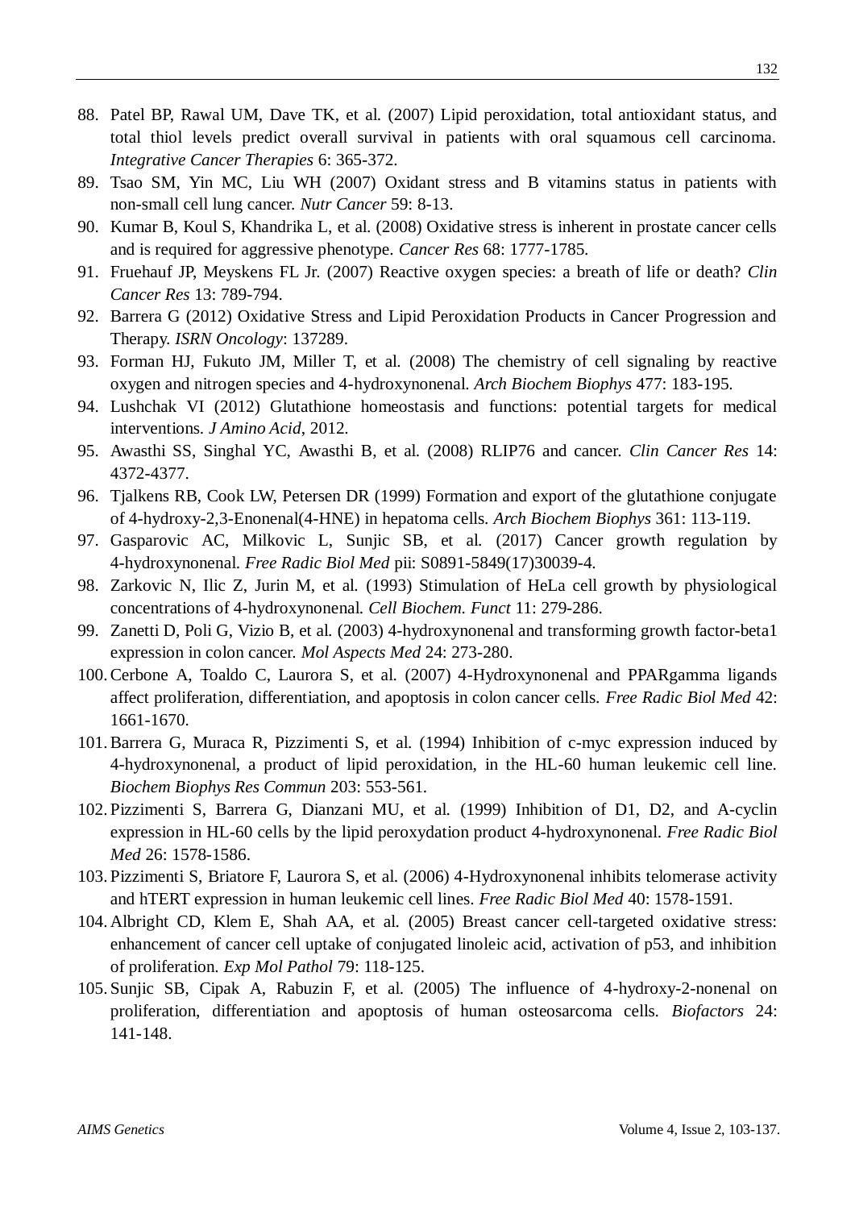88. Patel BP, Rawal UM, Dave TK, et al. (2007) Lipid peroxidation, total antioxidant status, and total thiol levels predict overall survival in patients with oral squamous cell carcinoma. *Integrative Cancer Therapies* 6: 365-372.
89. Tsao SM, Yin MC, Liu WH (2007) Oxidant stress and B vitamins status in patients with non-small cell lung cancer. *Nutr Cancer* 59: 8-13.
90. Kumar B, Koul S, Khandrika L, et al. (2008) Oxidative stress is inherent in prostate cancer cells and is required for aggressive phenotype. *Cancer Res* 68: 1777-1785.
91. Fruehauf JP, Meyskens FL Jr. (2007) Reactive oxygen species: a breath of life or death? *Clin Cancer Res* 13: 789-794.
92. Barrera G (2012) Oxidative Stress and Lipid Peroxidation Products in Cancer Progression and Therapy. *ISRN Oncology*: 137289.
93. Forman HJ, Fukuto JM, Miller T, et al. (2008) The chemistry of cell signaling by reactive oxygen and nitrogen species and 4-hydroxynonenal. *Arch Biochem Biophys* 477: 183-195.
94. Lushchak VI (2012) Glutathione homeostasis and functions: potential targets for medical interventions. *J Amino Acid*, 2012.
95. Awasthi SS, Singhal YC, Awasthi B, et al. (2008) RLIP76 and cancer. *Clin Cancer Res* 14: 4372-4377.
96. Tjalkens RB, Cook LW, Petersen DR (1999) Formation and export of the glutathione conjugate of 4-hydroxy-2,3-Enonenal(4-HNE) in hepatoma cells. *Arch Biochem Biophys* 361: 113-119.
97. Gasparovic AC, Milkovic L, Sunjic SB, et al. (2017) Cancer growth regulation by 4-hydroxynonenal. *Free Radic Biol Med* pii: S0891-5849(17)30039-4.
98. Zarkovic N, Ilic Z, Jurin M, et al. (1993) Stimulation of HeLa cell growth by physiological concentrations of 4-hydroxynonenal. *Cell Biochem. Funct* 11: 279-286.
99. Zanetti D, Poli G, Vizio B, et al. (2003) 4-hydroxynonenal and transforming growth factor-beta1 expression in colon cancer. *Mol Aspects Med* 24: 273-280.
100. Cerbone A, Toaldo C, Laurora S, et al. (2007) 4-Hydroxynonenal and PPARgamma ligands affect proliferation, differentiation, and apoptosis in colon cancer cells. *Free Radic Biol Med* 42: 1661-1670.
101. Barrera G, Muraca R, Pizzimenti S, et al. (1994) Inhibition of c-myc expression induced by 4-hydroxynonenal, a product of lipid peroxidation, in the HL-60 human leukemic cell line. *Biochem Biophys Res Commun* 203: 553-561.
102. Pizzimenti S, Barrera G, Dianzani MU, et al. (1999) Inhibition of D1, D2, and A-cyclin expression in HL-60 cells by the lipid peroxydation product 4-hydroxynonenal. *Free Radic Biol Med* 26: 1578-1586.
103. Pizzimenti S, Briatore F, Laurora S, et al. (2006) 4-Hydroxynonenal inhibits telomerase activity and hTERT expression in human leukemic cell lines. *Free Radic Biol Med* 40: 1578-1591.
104. Albright CD, Klem E, Shah AA, et al. (2005) Breast cancer cell-targeted oxidative stress: enhancement of cancer cell uptake of conjugated linoleic acid, activation of p53, and inhibition of proliferation. *Exp Mol Pathol* 79: 118-125.
105. Sunjic SB, Cipak A, Rabuzin F, et al. (2005) The influence of 4-hydroxy-2-nonenal on proliferation, differentiation and apoptosis of human osteosarcoma cells. *Biofactors* 24: 141-148.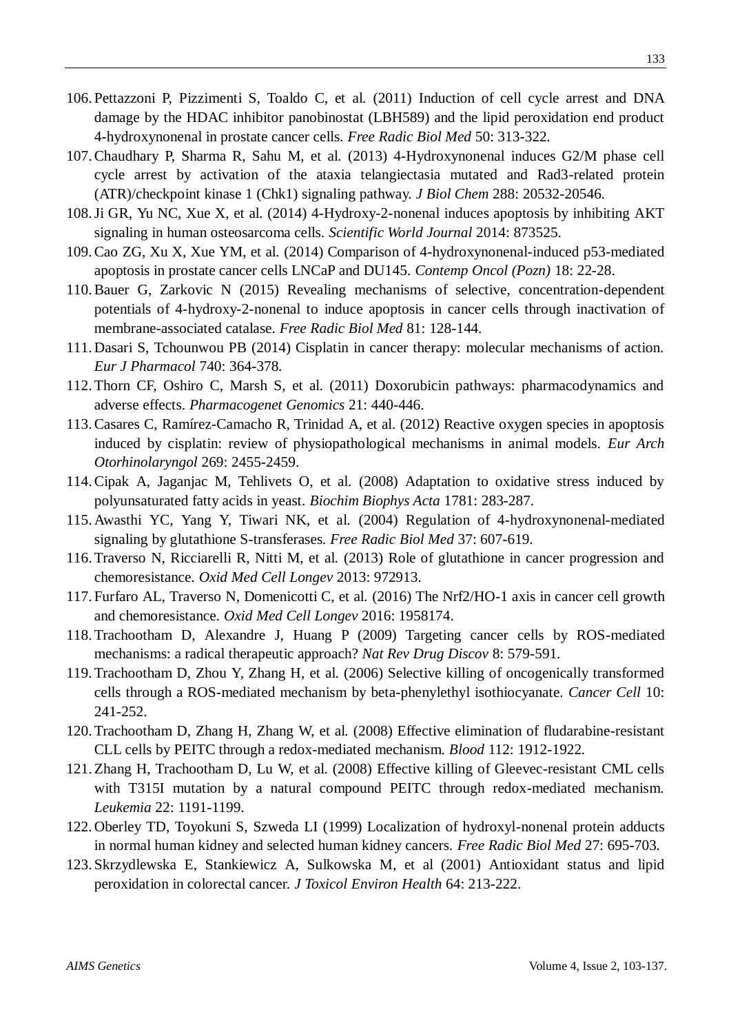106. Pettazzoni P, Pizzimenti S, Toaldo C, et al. (2011) Induction of cell cycle arrest and DNA damage by the HDAC inhibitor panobinostat (LBH589) and the lipid peroxidation end product 4-hydroxynonenal in prostate cancer cells. *Free Radic Biol Med* 50: 313-322.
107. Chaudhary P, Sharma R, Sahu M, et al. (2013) 4-Hydroxynonenal induces G2/M phase cell cycle arrest by activation of the ataxia telangiectasia mutated and Rad3-related protein (ATR)/checkpoint kinase 1 (Chk1) signaling pathway. *J Biol Chem* 288: 20532-20546.
108. Ji GR, Yu NC, Xue X, et al. (2014) 4-Hydroxy-2-nonenal induces apoptosis by inhibiting AKT signaling in human osteosarcoma cells. *Scientific World Journal* 2014: 873525.
109. Cao ZG, Xu X, Xue YM, et al. (2014) Comparison of 4-hydroxynonenal-induced p53-mediated apoptosis in prostate cancer cells LNCaP and DU145. *Contemp Oncol (Pozn)* 18: 22-28.
110. Bauer G, Zarkovic N (2015) Revealing mechanisms of selective, concentration-dependent potentials of 4-hydroxy-2-nonenal to induce apoptosis in cancer cells through inactivation of membrane-associated catalase. *Free Radic Biol Med* 81: 128-144.
111. Dasari S, Tchounwou PB (2014) Cisplatin in cancer therapy: molecular mechanisms of action. *Eur J Pharmacol* 740: 364-378.
112. Thorn CF, Oshiro C, Marsh S, et al. (2011) Doxorubicin pathways: pharmacodynamics and adverse effects. *Pharmacogenet Genomics* 21: 440-446.
113. Casares C, Ramírez-Camacho R, Trinidad A, et al. (2012) Reactive oxygen species in apoptosis induced by cisplatin: review of physiopathological mechanisms in animal models. *Eur Arch Otorhinolaryngol* 269: 2455-2459.
114. Cipak A, Jaganjac M, Tehlivets O, et al. (2008) Adaptation to oxidative stress induced by polyunsaturated fatty acids in yeast. *Biochim Biophys Acta* 1781: 283-287.
115. Awasthi YC, Yang Y, Tiwari NK, et al. (2004) Regulation of 4-hydroxynonenal-mediated signaling by glutathione S-transferases. *Free Radic Biol Med* 37: 607-619.
116. Traverso N, Ricciarelli R, Nitti M, et al. (2013) Role of glutathione in cancer progression and chemoresistance. *Oxid Med Cell Longev* 2013: 972913.
117. Furfaro AL, Traverso N, Domenicotti C, et al. (2016) The Nrf2/HO-1 axis in cancer cell growth and chemoresistance. *Oxid Med Cell Longev* 2016: 1958174.
118. Trachootham D, Alexandre J, Huang P (2009) Targeting cancer cells by ROS-mediated mechanisms: a radical therapeutic approach? *Nat Rev Drug Discov* 8: 579-591.
119. Trachootham D, Zhou Y, Zhang H, et al. (2006) Selective killing of oncogenically transformed cells through a ROS-mediated mechanism by beta-phenylethyl isothiocyanate. *Cancer Cell* 10: 241-252.
120. Trachootham D, Zhang H, Zhang W, et al. (2008) Effective elimination of fludarabine-resistant CLL cells by PEITC through a redox-mediated mechanism. *Blood* 112: 1912-1922.
121. Zhang H, Trachootham D, Lu W, et al. (2008) Effective killing of Gleevec-resistant CML cells with T315I mutation by a natural compound PEITC through redox-mediated mechanism. *Leukemia* 22: 1191-1199.
122. Oberley TD, Toyokuni S, Szweda LI (1999) Localization of hydroxyl-nonenal protein adducts in normal human kidney and selected human kidney cancers. *Free Radic Biol Med* 27: 695-703.
123. Skrzydlewska E, Stankiewicz A, Sulkowska M, et al (2001) Antioxidant status and lipid peroxidation in colorectal cancer. *J Toxicol Environ Health* 64: 213-222.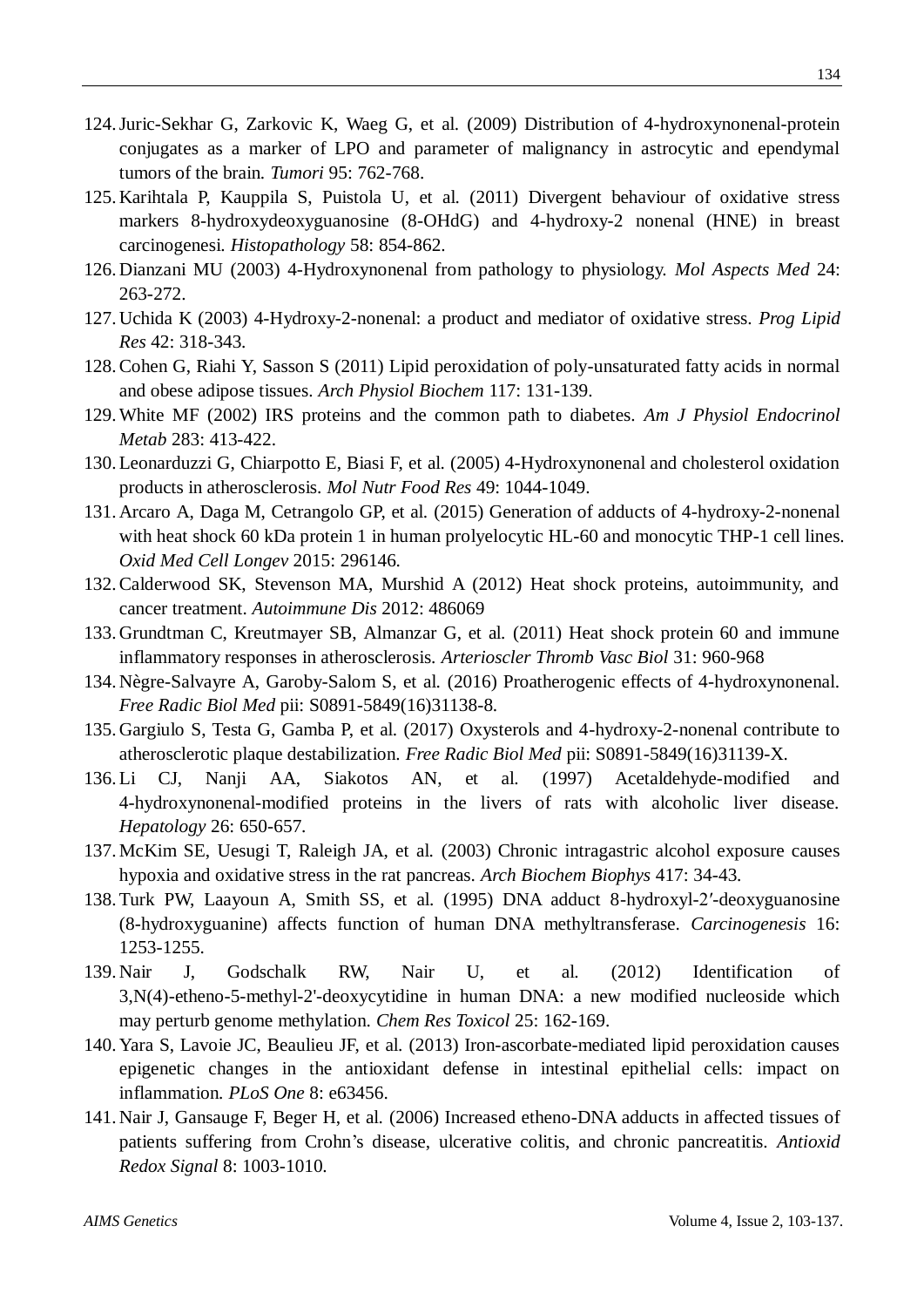124. Juric-Sekhar G, Zarkovic K, Waeg G, et al. (2009) Distribution of 4-hydroxynonenal-protein conjugates as a marker of LPO and parameter of malignancy in astrocytic and ependymal tumors of the brain. *Tumori* 95: 762-768.
125. Karihtala P, Kauppila S, Puistola U, et al. (2011) Divergent behaviour of oxidative stress markers 8-hydroxydeoxyguanosine (8-OHdG) and 4-hydroxy-2 nonenal (HNE) in breast carcinogenesi. *Histopathology* 58: 854-862.
126. Dianzani MU (2003) 4-Hydroxynonenal from pathology to physiology. *Mol Aspects Med* 24: 263-272.
127. Uchida K (2003) 4-Hydroxy-2-nonenal: a product and mediator of oxidative stress. *Prog Lipid Res* 42: 318-343.
128. Cohen G, Riahi Y, Sasson S (2011) Lipid peroxidation of poly-unsaturated fatty acids in normal and obese adipose tissues. *Arch Physiol Biochem* 117: 131-139.
129. White MF (2002) IRS proteins and the common path to diabetes. *Am J Physiol Endocrinol Metab* 283: 413-422.
130. Leonarduzzi G, Chiarpotto E, Biasi F, et al. (2005) 4-Hydroxynonenal and cholesterol oxidation products in atherosclerosis. *Mol Nutr Food Res* 49: 1044-1049.
131. Arcaro A, Daga M, Cetrangolo GP, et al. (2015) Generation of adducts of 4-hydroxy-2-nonenal with heat shock 60 kDa protein 1 in human prolyelocytic HL-60 and monocytic THP-1 cell lines. *Oxid Med Cell Longev* 2015: 296146.
132. Calderwood SK, Stevenson MA, Murshid A (2012) Heat shock proteins, autoimmunity, and cancer treatment. *Autoimmune Dis* 2012: 486069
133. Grundtman C, Kreutmayer SB, Almanzar G, et al. (2011) Heat shock protein 60 and immune inflammatory responses in atherosclerosis. *Arterioscler Thromb Vasc Biol* 31: 960-968
134. Nègre-Salvayre A, Garoby-Salom S, et al. (2016) Proatherogenic effects of 4-hydroxynonenal. *Free Radic Biol Med* pii: S0891-5849(16)31138-8.
135. Gargiulo S, Testa G, Gamba P, et al. (2017) Oxysterols and 4-hydroxy-2-nonenal contribute to atherosclerotic plaque destabilization. *Free Radic Biol Med* pii: S0891-5849(16)31139-X.
136. Li CJ, Nanji AA, Siakotos AN, et al. (1997) Acetaldehyde-modified and 4-hydroxynonenal-modified proteins in the livers of rats with alcoholic liver disease. *Hepatology* 26: 650-657.
137. McKim SE, Uesugi T, Raleigh JA, et al. (2003) Chronic intragastric alcohol exposure causes hypoxia and oxidative stress in the rat pancreas. *Arch Biochem Biophys* 417: 34-43.
138. Turk PW, Laayoun A, Smith SS, et al. (1995) DNA adduct 8-hydroxyl-2′-deoxyguanosine (8-hydroxyguanine) affects function of human DNA methyltransferase. *Carcinogenesis* 16: 1253-1255.
139. Nair J, Godschalk RW, Nair U, et al. (2012) Identification of 3,N(4)-etheno-5-methyl-2'-deoxycytidine in human DNA: a new modified nucleoside which may perturb genome methylation. *Chem Res Toxicol* 25: 162-169.
140. Yara S, Lavoie JC, Beaulieu JF, et al. (2013) Iron-ascorbate-mediated lipid peroxidation causes epigenetic changes in the antioxidant defense in intestinal epithelial cells: impact on inflammation. *PLoS One* 8: e63456.
141. Nair J, Gansauge F, Beger H, et al. (2006) Increased etheno-DNA adducts in affected tissues of patients suffering from Crohn's disease, ulcerative colitis, and chronic pancreatitis. *Antioxid Redox Signal* 8: 1003-1010.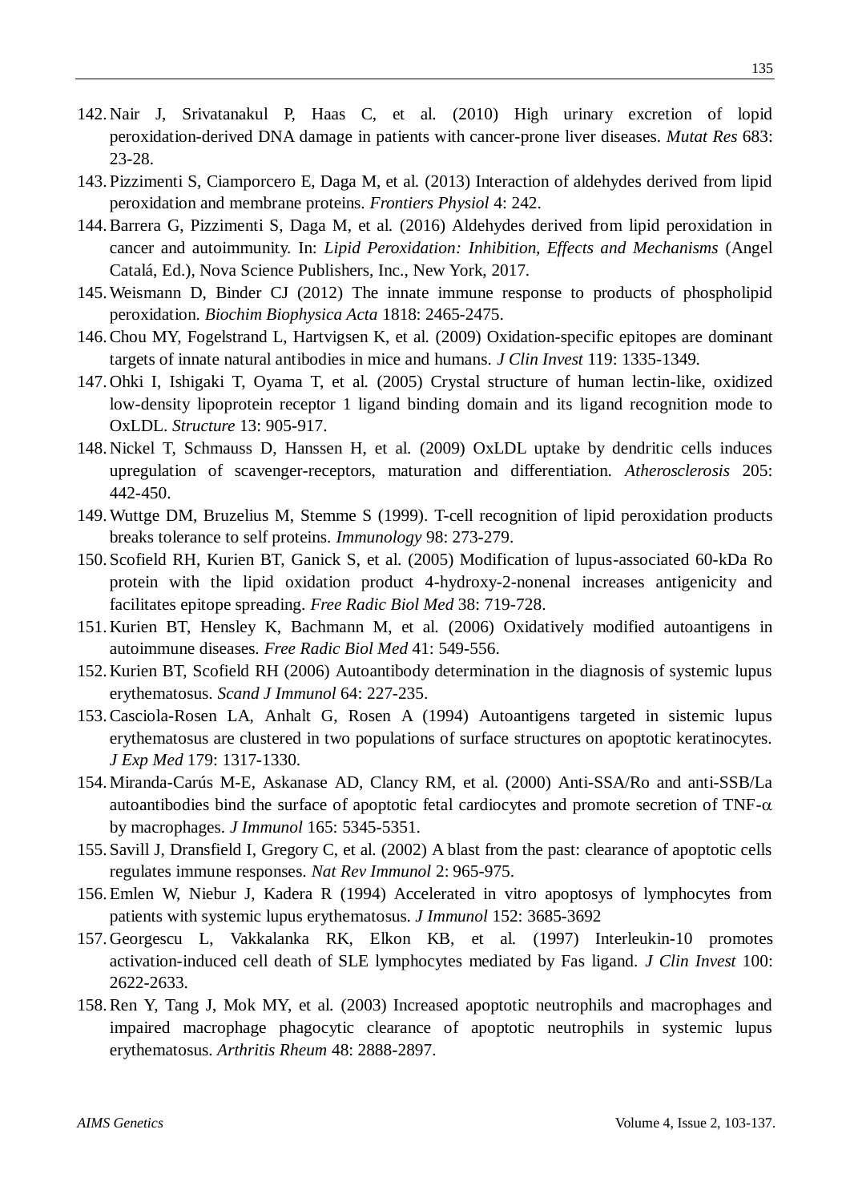142. Nair J, Srivatanakul P, Haas C, et al. (2010) High urinary excretion of lopid peroxidation-derived DNA damage in patients with cancer-prone liver diseases. *Mutat Res* 683: 23-28.
143. Pizzimenti S, Ciamporcero E, Daga M, et al. (2013) Interaction of aldehydes derived from lipid peroxidation and membrane proteins. *Frontiers Physiol* 4: 242.
144. Barrera G, Pizzimenti S, Daga M, et al. (2016) Aldehydes derived from lipid peroxidation in cancer and autoimmunity. In: *Lipid Peroxidation: Inhibition, Effects and Mechanisms* (Angel Catalá, Ed.), Nova Science Publishers, Inc., New York, 2017.
145. Weismann D, Binder CJ (2012) The innate immune response to products of phospholipid peroxidation. *Biochim Biophysica Acta* 1818: 2465-2475.
146. Chou MY, Fogelstrand L, Hartvigsen K, et al. (2009) Oxidation-specific epitopes are dominant targets of innate natural antibodies in mice and humans. *J Clin Invest* 119: 1335-1349.
147. Ohki I, Ishigaki T, Oyama T, et al. (2005) Crystal structure of human lectin-like, oxidized low-density lipoprotein receptor 1 ligand binding domain and its ligand recognition mode to OxLDL. *Structure* 13: 905-917.
148. Nickel T, Schmauss D, Hanssen H, et al. (2009) OxLDL uptake by dendritic cells induces upregulation of scavenger-receptors, maturation and differentiation. *Atherosclerosis* 205: 442-450.
149. Wuttge DM, Bruzelius M, Stemme S (1999). T-cell recognition of lipid peroxidation products breaks tolerance to self proteins. *Immunology* 98: 273-279.
150. Scofield RH, Kurien BT, Ganick S, et al. (2005) Modification of lupus-associated 60-kDa Ro protein with the lipid oxidation product 4-hydroxy-2-nonenal increases antigenicity and facilitates epitope spreading. *Free Radic Biol Med* 38: 719-728.
151. Kurien BT, Hensley K, Bachmann M, et al. (2006) Oxidatively modified autoantigens in autoimmune diseases. *Free Radic Biol Med* 41: 549-556.
152. Kurien BT, Scofield RH (2006) Autoantibody determination in the diagnosis of systemic lupus erythematosus. *Scand J Immunol* 64: 227-235.
153. Casciola-Rosen LA, Anhalt G, Rosen A (1994) Autoantigens targeted in sistemic lupus erythematosus are clustered in two populations of surface structures on apoptotic keratinocytes. *J Exp Med* 179: 1317-1330.
154. Miranda-Carús M-E, Askanase AD, Clancy RM, et al. (2000) Anti-SSA/Ro and anti-SSB/La autoantibodies bind the surface of apoptotic fetal cardiocytes and promote secretion of TNF-$\alpha$ by macrophages. *J Immunol* 165: 5345-5351.
155. Savill J, Dransfield I, Gregory C, et al. (2002) A blast from the past: clearance of apoptotic cells regulates immune responses. *Nat Rev Immunol* 2: 965-975.
156. Emlen W, Niebur J, Kadera R (1994) Accelerated in vitro apoptosys of lymphocytes from patients with systemic lupus erythematosus. *J Immunol* 152: 3685-3692
157. Georgescu L, Vakkalanka RK, Elkon KB, et al. (1997) Interleukin-10 promotes activation-induced cell death of SLE lymphocytes mediated by Fas ligand. *J Clin Invest* 100: 2622-2633.
158. Ren Y, Tang J, Mok MY, et al. (2003) Increased apoptotic neutrophils and macrophages and impaired macrophage phagocytic clearance of apoptotic neutrophils in systemic lupus erythematosus. *Arthritis Rheum* 48: 2888-2897.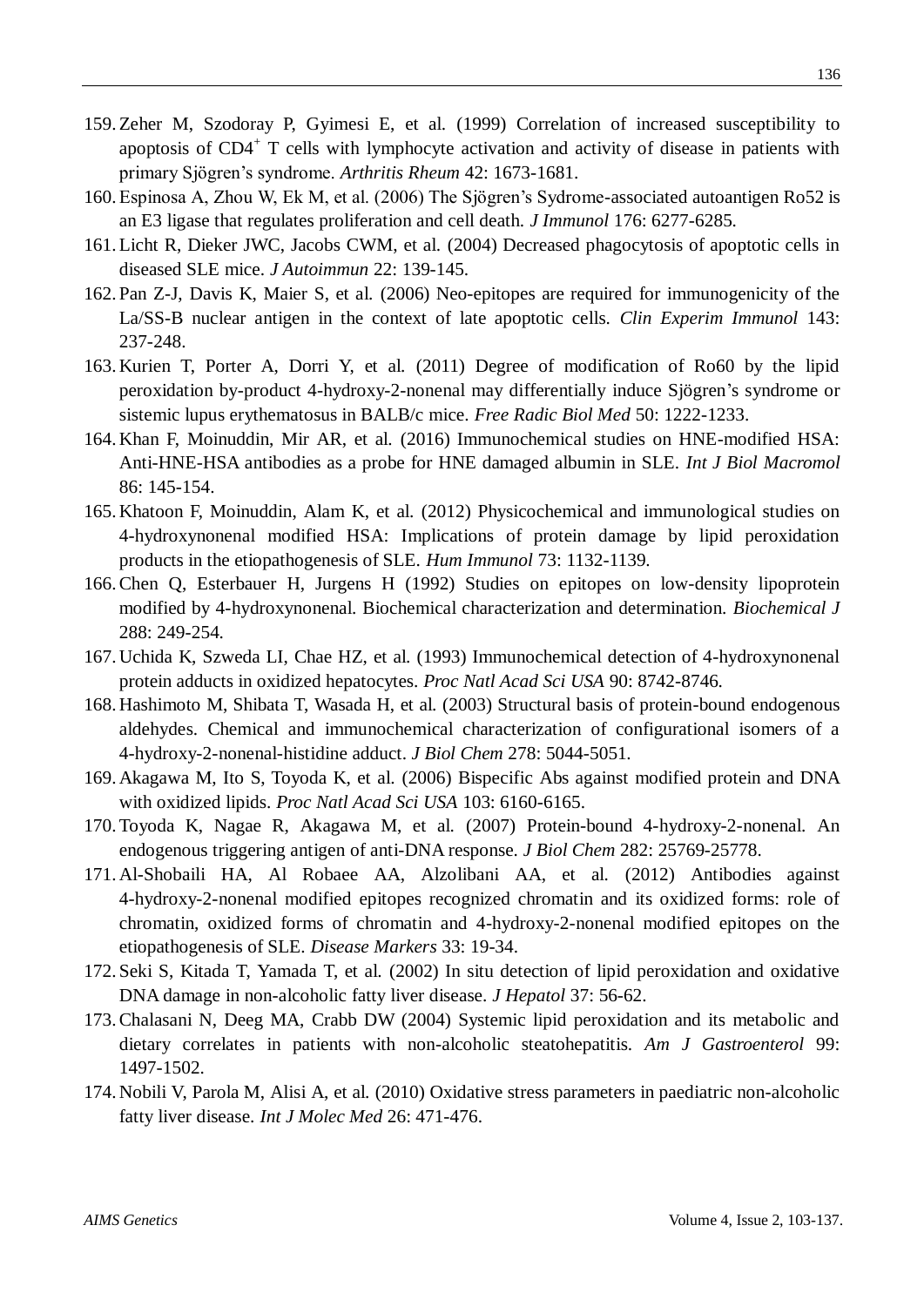159. Zeher M, Szodoray P, Gyimesi E, et al. (1999) Correlation of increased susceptibility to apoptosis of $CD4^+$ T cells with lymphocyte activation and activity of disease in patients with primary Sjögren's syndrome. *Arthritis Rheum* 42: 1673-1681.
160. Espinosa A, Zhou W, Ek M, et al. (2006) The Sjögren's Sydrome-associated autoantigen Ro52 is an E3 ligase that regulates proliferation and cell death. *J Immunol* 176: 6277-6285.
161. Licht R, Dieker JWC, Jacobs CWM, et al. (2004) Decreased phagocytosis of apoptotic cells in diseased SLE mice. *J Autoimmun* 22: 139-145.
162. Pan Z-J, Davis K, Maier S, et al. (2006) Neo-epitopes are required for immunogenicity of the La/SS-B nuclear antigen in the context of late apoptotic cells. *Clin Experim Immunol* 143: 237-248.
163. Kurien T, Porter A, Dorri Y, et al. (2011) Degree of modification of Ro60 by the lipid peroxidation by-product 4-hydroxy-2-nonenal may differentially induce Sjögren's syndrome or sistemic lupus erythematosus in BALB/c mice. *Free Radic Biol Med* 50: 1222-1233.
164. Khan F, Moinuddin, Mir AR, et al. (2016) Immunochemical studies on HNE-modified HSA: Anti-HNE-HSA antibodies as a probe for HNE damaged albumin in SLE. *Int J Biol Macromol* 86: 145-154.
165. Khatoon F, Moinuddin, Alam K, et al. (2012) Physicochemical and immunological studies on 4-hydroxynonenal modified HSA: Implications of protein damage by lipid peroxidation products in the etiopathogenesis of SLE. *Hum Immunol* 73: 1132-1139.
166. Chen Q, Esterbauer H, Jurgens H (1992) Studies on epitopes on low-density lipoprotein modified by 4-hydroxynonenal. Biochemical characterization and determination. *Biochemical J* 288: 249-254.
167. Uchida K, Szweda LI, Chae HZ, et al. (1993) Immunochemical detection of 4-hydroxynonenal protein adducts in oxidized hepatocytes. *Proc Natl Acad Sci USA* 90: 8742-8746.
168. Hashimoto M, Shibata T, Wasada H, et al. (2003) Structural basis of protein-bound endogenous aldehydes. Chemical and immunochemical characterization of configurational isomers of a 4-hydroxy-2-nonenal-histidine adduct. *J Biol Chem* 278: 5044-5051.
169. Akagawa M, Ito S, Toyoda K, et al. (2006) Bispecific Abs against modified protein and DNA with oxidized lipids. *Proc Natl Acad Sci USA* 103: 6160-6165.
170. Toyoda K, Nagae R, Akagawa M, et al. (2007) Protein-bound 4-hydroxy-2-nonenal. An endogenous triggering antigen of anti-DNA response. *J Biol Chem* 282: 25769-25778.
171. Al-Shobaili HA, Al Robaee AA, Alzolibani AA, et al. (2012) Antibodies against 4-hydroxy-2-nonenal modified epitopes recognized chromatin and its oxidized forms: role of chromatin, oxidized forms of chromatin and 4-hydroxy-2-nonenal modified epitopes on the etiopathogenesis of SLE. *Disease Markers* 33: 19-34.
172. Seki S, Kitada T, Yamada T, et al. (2002) In situ detection of lipid peroxidation and oxidative DNA damage in non-alcoholic fatty liver disease. *J Hepatol* 37: 56-62.
173. Chalasani N, Deeg MA, Crabb DW (2004) Systemic lipid peroxidation and its metabolic and dietary correlates in patients with non-alcoholic steatohepatitis. *Am J Gastroenterol* 99: 1497-1502.
174. Nobili V, Parola M, Alisi A, et al. (2010) Oxidative stress parameters in paediatric non-alcoholic fatty liver disease. *Int J Molec Med* 26: 471-476.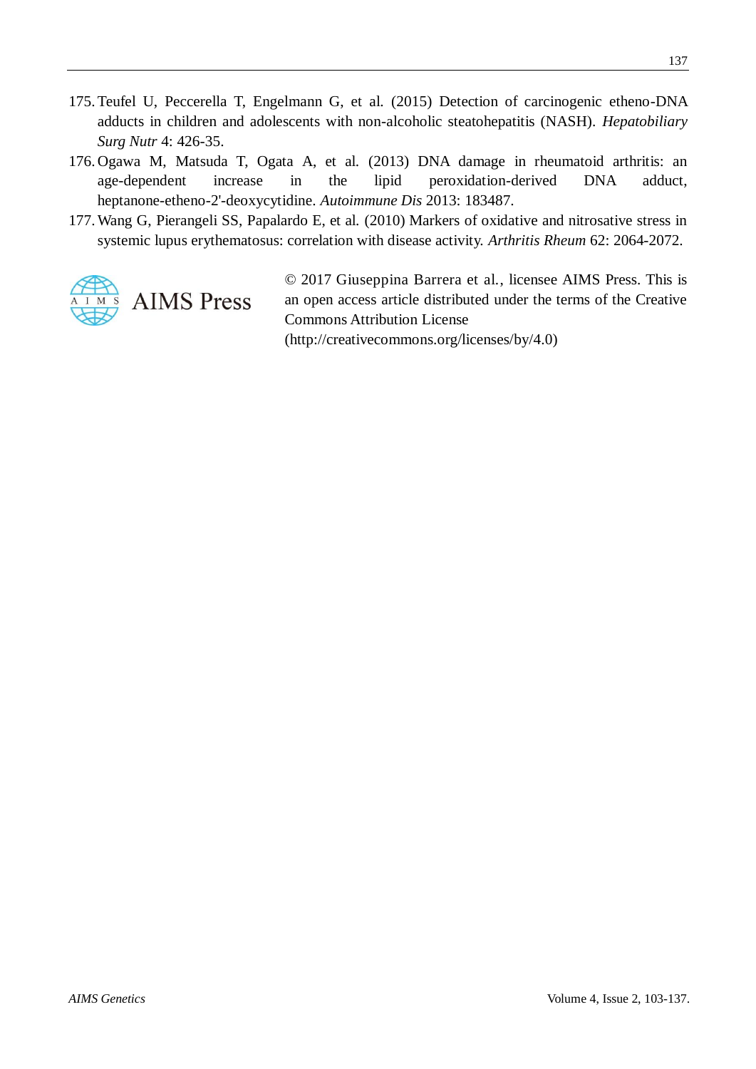175. Teufel U, Peccerella T, Engelmann G, et al. (2015) Detection of carcinogenic etheno-DNA adducts in children and adolescents with non-alcoholic steatohepatitis (NASH). *Hepatobiliary Surg Nutr* 4: 426-35.
176. Ogawa M, Matsuda T, Ogata A, et al. (2013) DNA damage in rheumatoid arthritis: an age-dependent increase in the lipid peroxidation-derived DNA adduct, heptanone-etheno-2'-deoxycytidine. *Autoimmune Dis* 2013: 183487.
177. Wang G, Pierangeli SS, Papalardo E, et al. (2010) Markers of oxidative and nitrosative stress in systemic lupus erythematosus: correlation with disease activity. *Arthritis Rheum* 62: 2064-2072.

AIMS Press

© 2017 Giuseppina Barrera et al., licensee AIMS Press. This is an open access article distributed under the terms of the Creative Commons Attribution License (http://creativecommons.org/licenses/by/4.0)